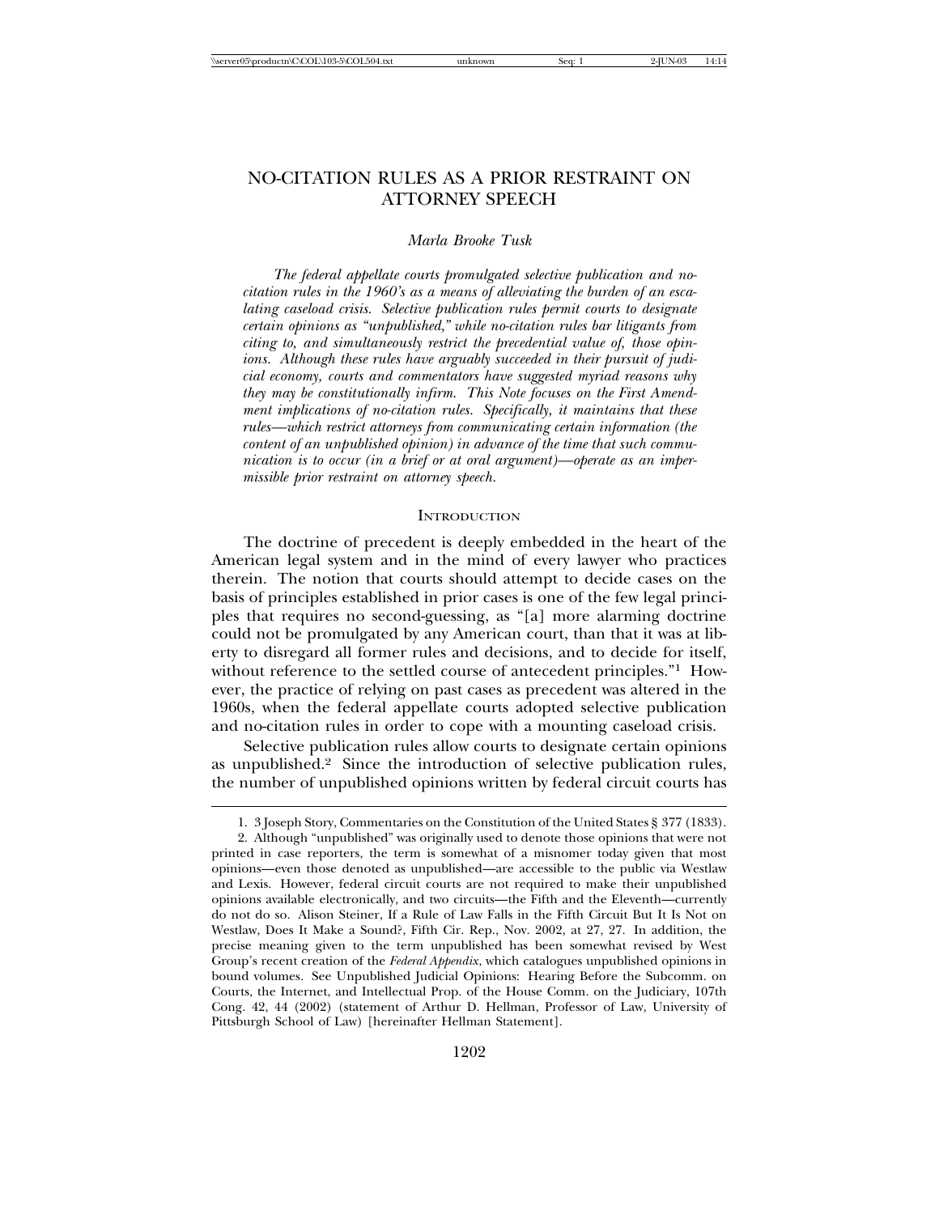# NO-CITATION RULES AS A PRIOR RESTRAINT ON ATTORNEY SPEECH

*Marla Brooke Tusk*

*The federal appellate courts promulgated selective publication and no-citation rules in the 1960's as a means of alleviating the burden of an escalating caseload crisis. Selective publication rules permit courts to designate certain opinions as "unpublished," while no-citation rules bar litigants from citing to, and simultaneously restrict the precedential value of, those opinions. Although these rules have arguably succeeded in their pursuit of judicial economy, courts and commentators have suggested myriad reasons why they may be constitutionally infirm. This Note focuses on the First Amendment implications of no-citation rules. Specifically, it maintains that these rules—which restrict attorneys from communicating certain information (the content of an unpublished opinion) in advance of the time that such communication is to occur (in a brief or at oral argument)—operate as an impermissible prior restraint on attorney speech.*

## INTRODUCTION

The doctrine of precedent is deeply embedded in the heart of the American legal system and in the mind of every lawyer who practices therein. The notion that courts should attempt to decide cases on the basis of principles established in prior cases is one of the few legal principles that requires no second-guessing, as "[a] more alarming doctrine could not be promulgated by any American court, than that it was at liberty to disregard all former rules and decisions, and to decide for itself, without reference to the settled course of antecedent principles."[1] However, the practice of relying on past cases as precedent was altered in the 1960s, when the federal appellate courts adopted selective publication and no-citation rules in order to cope with a mounting caseload crisis.

Selective publication rules allow courts to designate certain opinions as unpublished.[2] Since the introduction of selective publication rules, the number of unpublished opinions written by federal circuit courts has

---

1. 3 Joseph Story, Commentaries on the Constitution of the United States § 377 (1833).

2. Although "unpublished" was originally used to denote those opinions that were not printed in case reporters, the term is somewhat of a misnomer today given that most opinions—even those denoted as unpublished—are accessible to the public via Westlaw and Lexis. However, federal circuit courts are not required to make their unpublished opinions available electronically, and two circuits—the Fifth and the Eleventh—currently do not do so. Alison Steiner, If a Rule of Law Falls in the Fifth Circuit But It Is Not on Westlaw, Does It Make a Sound?, Fifth Cir. Rep., Nov. 2002, at 27, 27. In addition, the precise meaning given to the term unpublished has been somewhat revised by West Group's recent creation of the *Federal Appendix*, which catalogues unpublished opinions in bound volumes. See Unpublished Judicial Opinions: Hearing Before the Subcomm. on Courts, the Internet, and Intellectual Prop. of the House Comm. on the Judiciary, 107th Cong. 42, 44 (2002) (statement of Arthur D. Hellman, Professor of Law, University of Pittsburgh School of Law) [hereinafter Hellman Statement].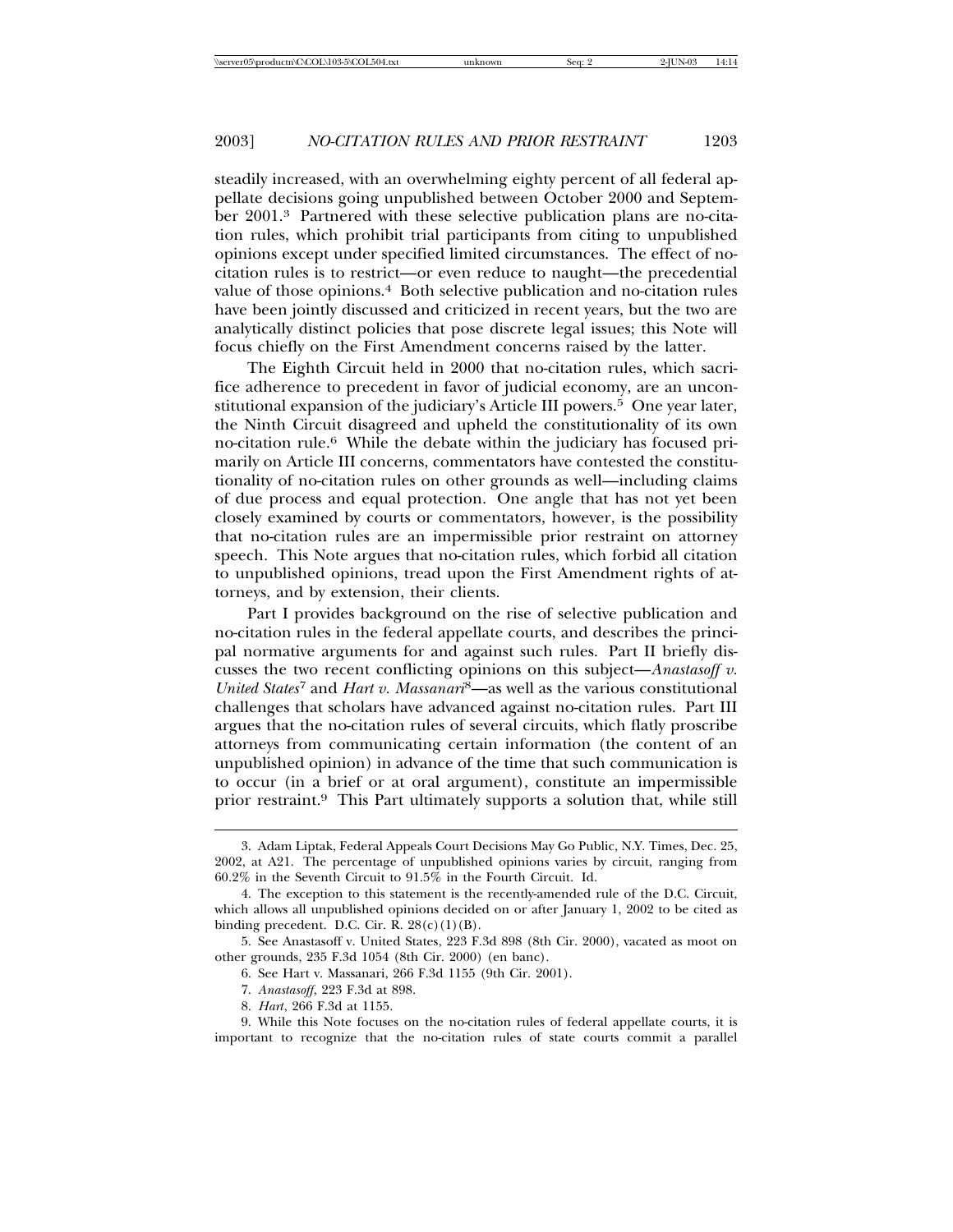steadily increased, with an overwhelming eighty percent of all federal appellate decisions going unpublished between October 2000 and September 2001.[3] Partnered with these selective publication plans are no-citation rules, which prohibit trial participants from citing to unpublished opinions except under specified limited circumstances. The effect of no-citation rules is to restrict—or even reduce to naught—the precedential value of those opinions.[4] Both selective publication and no-citation rules have been jointly discussed and criticized in recent years, but the two are analytically distinct policies that pose discrete legal issues; this Note will focus chiefly on the First Amendment concerns raised by the latter.

The Eighth Circuit held in 2000 that no-citation rules, which sacrifice adherence to precedent in favor of judicial economy, are an unconstitutional expansion of the judiciary's Article III powers.[5] One year later, the Ninth Circuit disagreed and upheld the constitutionality of its own no-citation rule.[6] While the debate within the judiciary has focused primarily on Article III concerns, commentators have contested the constitutionality of no-citation rules on other grounds as well—including claims of due process and equal protection. One angle that has not yet been closely examined by courts or commentators, however, is the possibility that no-citation rules are an impermissible prior restraint on attorney speech. This Note argues that no-citation rules, which forbid all citation to unpublished opinions, tread upon the First Amendment rights of attorneys, and by extension, their clients.

Part I provides background on the rise of selective publication and no-citation rules in the federal appellate courts, and describes the principal normative arguments for and against such rules. Part II briefly discusses the two recent conflicting opinions on this subject—*Anastasoff v. United States*[7] and *Hart v. Massanari*[8]—as well as the various constitutional challenges that scholars have advanced against no-citation rules. Part III argues that the no-citation rules of several circuits, which flatly proscribe attorneys from communicating certain information (the content of an unpublished opinion) in advance of the time that such communication is to occur (in a brief or at oral argument), constitute an impermissible prior restraint.[9] This Part ultimately supports a solution that, while still

---

3. Adam Liptak, Federal Appeals Court Decisions May Go Public, N.Y. Times, Dec. 25, 2002, at A21. The percentage of unpublished opinions varies by circuit, ranging from 60.2% in the Seventh Circuit to 91.5% in the Fourth Circuit. Id.

4. The exception to this statement is the recently-amended rule of the D.C. Circuit, which allows all unpublished opinions decided on or after January 1, 2002 to be cited as binding precedent. D.C. Cir. R. 28(c)(1)(B).

5. See Anastasoff v. United States, 223 F.3d 898 (8th Cir. 2000), vacated as moot on other grounds, 235 F.3d 1054 (8th Cir. 2000) (en banc).

6. See Hart v. Massanari, 266 F.3d 1155 (9th Cir. 2001).

7. *Anastasoff*, 223 F.3d at 898.

8. *Hart*, 266 F.3d at 1155.

9. While this Note focuses on the no-citation rules of federal appellate courts, it is important to recognize that the no-citation rules of state courts commit a parallel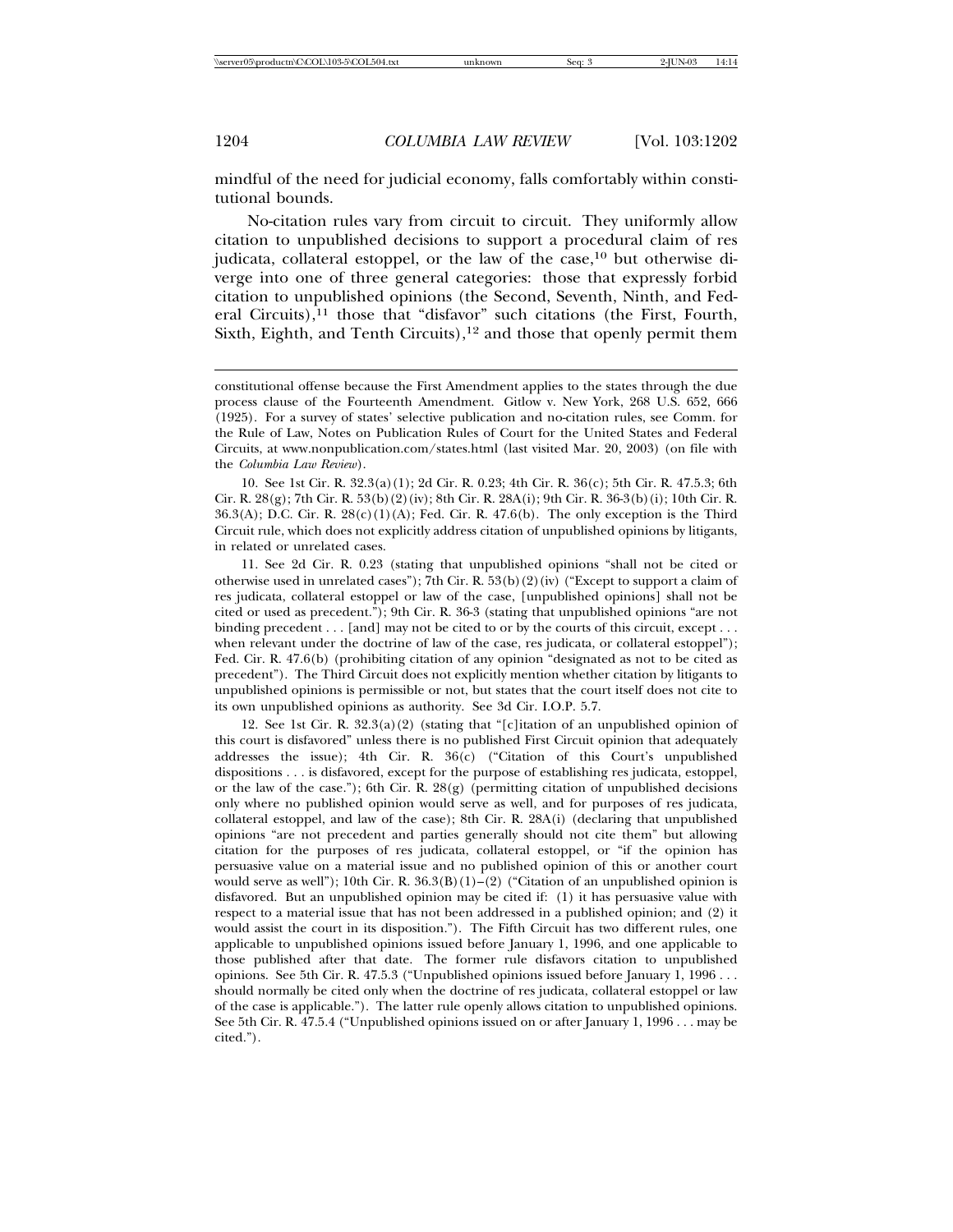mindful of the need for judicial economy, falls comfortably within constitutional bounds.

No-citation rules vary from circuit to circuit. They uniformly allow citation to unpublished decisions to support a procedural claim of res judicata, collateral estoppel, or the law of the case,[10] but otherwise diverge into one of three general categories: those that expressly forbid citation to unpublished opinions (the Second, Seventh, Ninth, and Federal Circuits),[11] those that "disfavor" such citations (the First, Fourth, Sixth, Eighth, and Tenth Circuits),[12] and those that openly permit them

---

constitutional offense because the First Amendment applies to the states through the due process clause of the Fourteenth Amendment. Gitlow v. New York, 268 U.S. 652, 666 (1925). For a survey of states' selective publication and no-citation rules, see Comm. for the Rule of Law, Notes on Publication Rules of Court for the United States and Federal Circuits, at www.nonpublication.com/states.html (last visited Mar. 20, 2003) (on file with the *Columbia Law Review*).

10. See 1st Cir. R. 32.3(a)(1); 2d Cir. R. 0.23; 4th Cir. R. 36(c); 5th Cir. R. 47.5.3; 6th Cir. R. 28(g); 7th Cir. R. 53(b)(2)(iv); 8th Cir. R. 28A(i); 9th Cir. R. 36-3(b)(i); 10th Cir. R. 36.3(A); D.C. Cir. R. 28(c)(1)(A); Fed. Cir. R. 47.6(b). The only exception is the Third Circuit rule, which does not explicitly address citation of unpublished opinions by litigants, in related or unrelated cases.

11. See 2d Cir. R. 0.23 (stating that unpublished opinions "shall not be cited or otherwise used in unrelated cases"); 7th Cir. R. 53(b)(2)(iv) ("Except to support a claim of res judicata, collateral estoppel or law of the case, [unpublished opinions] shall not be cited or used as precedent."); 9th Cir. R. 36-3 (stating that unpublished opinions "are not binding precedent . . . [and] may not be cited to or by the courts of this circuit, except . . . when relevant under the doctrine of law of the case, res judicata, or collateral estoppel"); Fed. Cir. R. 47.6(b) (prohibiting citation of any opinion "designated as not to be cited as precedent"). The Third Circuit does not explicitly mention whether citation by litigants to unpublished opinions is permissible or not, but states that the court itself does not cite to its own unpublished opinions as authority. See 3d Cir. I.O.P. 5.7.

12. See 1st Cir. R. 32.3(a)(2) (stating that "[c]itation of an unpublished opinion of this court is disfavored" unless there is no published First Circuit opinion that adequately addresses the issue); 4th Cir. R. 36(c) ("Citation of this Court's unpublished dispositions . . . is disfavored, except for the purpose of establishing res judicata, estoppel, or the law of the case."); 6th Cir. R. 28(g) (permitting citation of unpublished decisions only where no published opinion would serve as well, and for purposes of res judicata, collateral estoppel, and law of the case); 8th Cir. R. 28A(i) (declaring that unpublished opinions "are not precedent and parties generally should not cite them" but allowing citation for the purposes of res judicata, collateral estoppel, or "if the opinion has persuasive value on a material issue and no published opinion of this or another court would serve as well"); 10th Cir. R. 36.3(B)(1)–(2) ("Citation of an unpublished opinion is disfavored. But an unpublished opinion may be cited if: (1) it has persuasive value with respect to a material issue that has not been addressed in a published opinion; and (2) it would assist the court in its disposition."). The Fifth Circuit has two different rules, one applicable to unpublished opinions issued before January 1, 1996, and one applicable to those published after that date. The former rule disfavors citation to unpublished opinions. See 5th Cir. R. 47.5.3 ("Unpublished opinions issued before January 1, 1996 . . . should normally be cited only when the doctrine of res judicata, collateral estoppel or law of the case is applicable."). The latter rule openly allows citation to unpublished opinions. See 5th Cir. R. 47.5.4 ("Unpublished opinions issued on or after January 1, 1996 . . . may be cited.").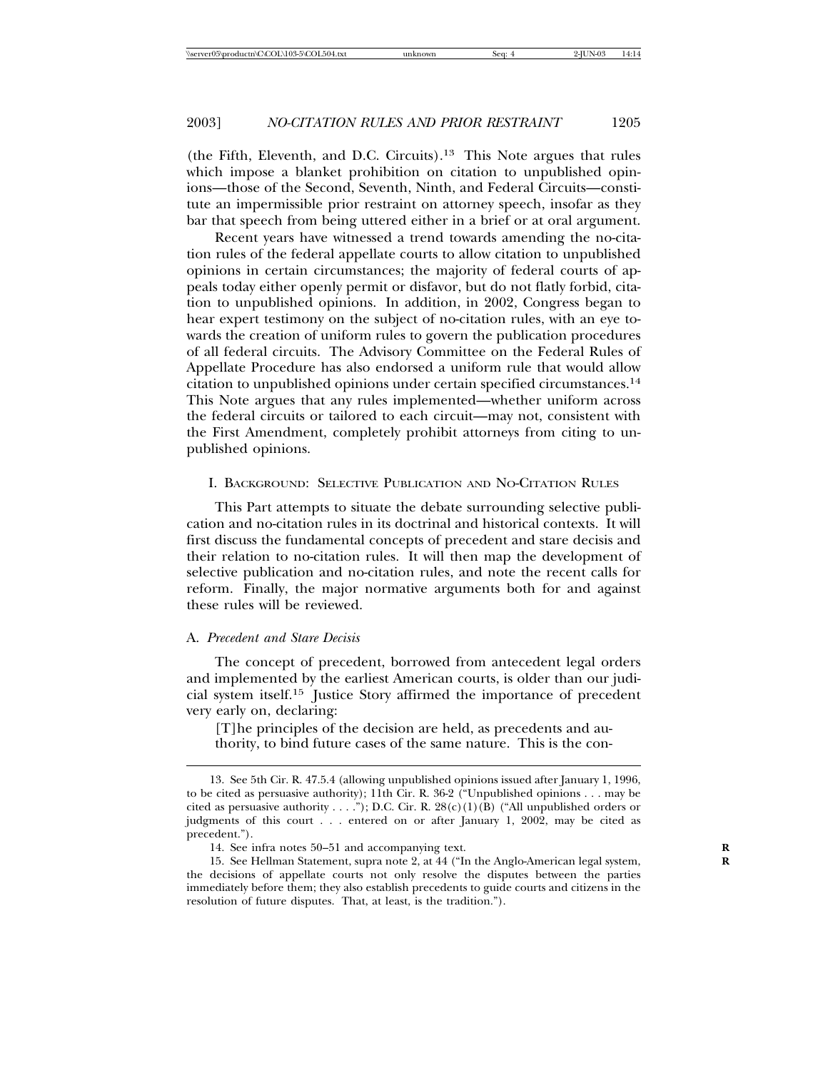(the Fifth, Eleventh, and D.C. Circuits).[13] This Note argues that rules which impose a blanket prohibition on citation to unpublished opinions—those of the Second, Seventh, Ninth, and Federal Circuits—constitute an impermissible prior restraint on attorney speech, insofar as they bar that speech from being uttered either in a brief or at oral argument.

Recent years have witnessed a trend towards amending the no-citation rules of the federal appellate courts to allow citation to unpublished opinions in certain circumstances; the majority of federal courts of appeals today either openly permit or disfavor, but do not flatly forbid, citation to unpublished opinions. In addition, in 2002, Congress began to hear expert testimony on the subject of no-citation rules, with an eye towards the creation of uniform rules to govern the publication procedures of all federal circuits. The Advisory Committee on the Federal Rules of Appellate Procedure has also endorsed a uniform rule that would allow citation to unpublished opinions under certain specified circumstances.[14] This Note argues that any rules implemented—whether uniform across the federal circuits or tailored to each circuit—may not, consistent with the First Amendment, completely prohibit attorneys from citing to unpublished opinions.

## I. Background: Selective Publication and No-Citation Rules

This Part attempts to situate the debate surrounding selective publication and no-citation rules in its doctrinal and historical contexts. It will first discuss the fundamental concepts of precedent and stare decisis and their relation to no-citation rules. It will then map the development of selective publication and no-citation rules, and note the recent calls for reform. Finally, the major normative arguments both for and against these rules will be reviewed.

### A. *Precedent and Stare Decisis*

The concept of precedent, borrowed from antecedent legal orders and implemented by the earliest American courts, is older than our judicial system itself.[15] Justice Story affirmed the importance of precedent very early on, declaring:

> [T]he principles of the decision are held, as precedents and authority, to bind future cases of the same nature. This is the con-

---

13. See 5th Cir. R. 47.5.4 (allowing unpublished opinions issued after January 1, 1996, to be cited as persuasive authority); 11th Cir. R. 36-2 ("Unpublished opinions . . . may be cited as persuasive authority . . . ."); D.C. Cir. R. 28(c)(1)(B) ("All unpublished orders or judgments of this court . . . entered on or after January 1, 2002, may be cited as precedent.").

14. See infra notes 50–51 and accompanying text.

15. See Hellman Statement, supra note 2, at 44 ("In the Anglo-American legal system, the decisions of appellate courts not only resolve the disputes between the parties immediately before them; they also establish precedents to guide courts and citizens in the resolution of future disputes. That, at least, is the tradition.").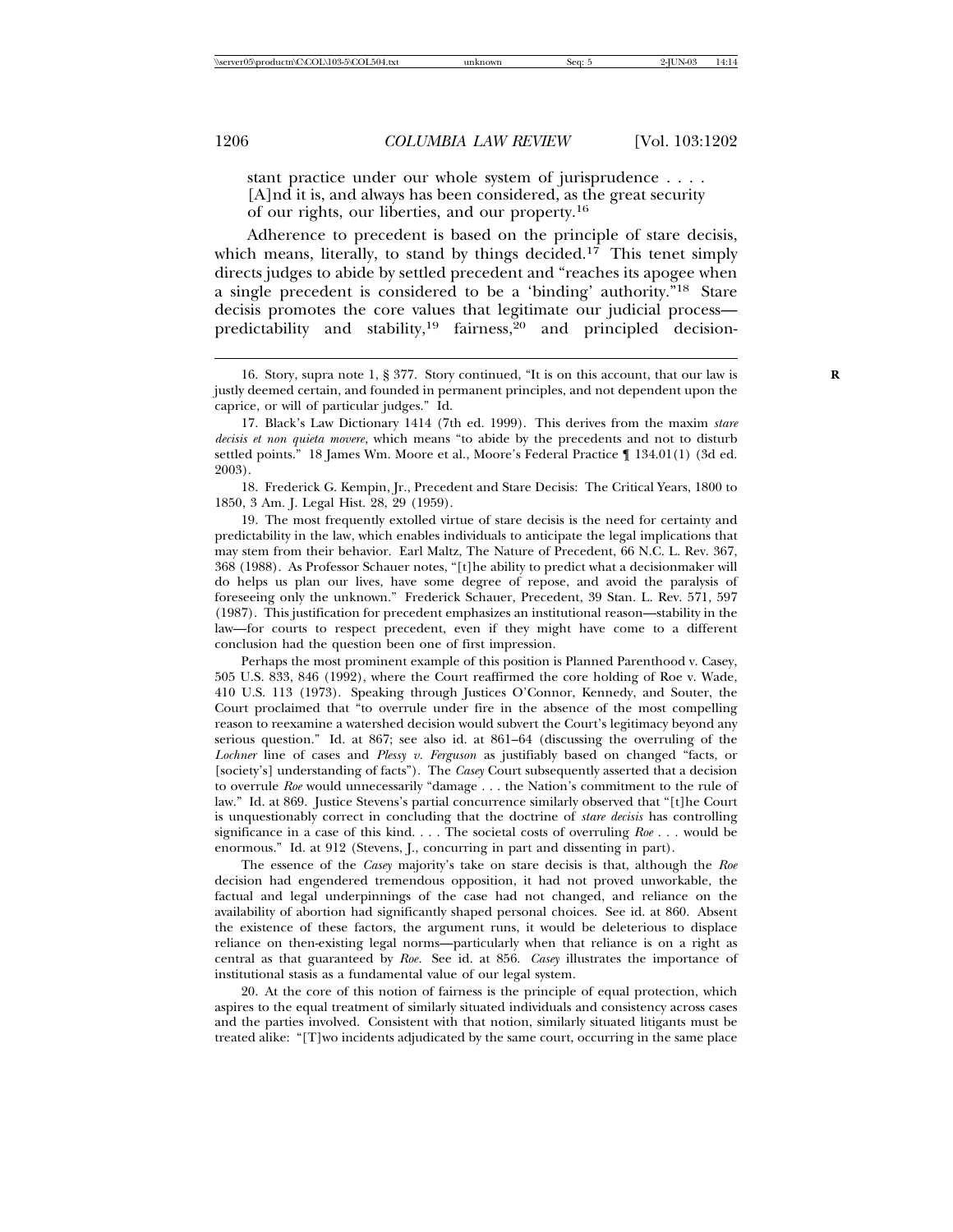stant practice under our whole system of jurisprudence . . . . [A]nd it is, and always has been considered, as the great security of our rights, our liberties, and our property.[16]

Adherence to precedent is based on the principle of stare decisis, which means, literally, to stand by things decided.[17] This tenet simply directs judges to abide by settled precedent and "reaches its apogee when a single precedent is considered to be a 'binding' authority."[18] Stare decisis promotes the core values that legitimate our judicial process—predictability and stability,[19] fairness,[20] and principled decision-

---

16. Story, supra note 1, § 377. Story continued, "It is on this account, that our law is justly deemed certain, and founded in permanent principles, and not dependent upon the caprice, or will of particular judges." Id.

17. Black's Law Dictionary 1414 (7th ed. 1999). This derives from the maxim *stare decisis et non quieta movere*, which means "to abide by the precedents and not to disturb settled points." 18 James Wm. Moore et al., Moore's Federal Practice ¶ 134.01(1) (3d ed. 2003).

18. Frederick G. Kempin, Jr., Precedent and Stare Decisis: The Critical Years, 1800 to 1850, 3 Am. J. Legal Hist. 28, 29 (1959).

19. The most frequently extolled virtue of stare decisis is the need for certainty and predictability in the law, which enables individuals to anticipate the legal implications that may stem from their behavior. Earl Maltz, The Nature of Precedent, 66 N.C. L. Rev. 367, 368 (1988). As Professor Schauer notes, "[t]he ability to predict what a decisionmaker will do helps us plan our lives, have some degree of repose, and avoid the paralysis of foreseeing only the unknown." Frederick Schauer, Precedent, 39 Stan. L. Rev. 571, 597 (1987). This justification for precedent emphasizes an institutional reason—stability in the law—for courts to respect precedent, even if they might have come to a different conclusion had the question been one of first impression.

Perhaps the most prominent example of this position is Planned Parenthood v. Casey, 505 U.S. 833, 846 (1992), where the Court reaffirmed the core holding of Roe v. Wade, 410 U.S. 113 (1973). Speaking through Justices O'Connor, Kennedy, and Souter, the Court proclaimed that "to overrule under fire in the absence of the most compelling reason to reexamine a watershed decision would subvert the Court's legitimacy beyond any serious question." Id. at 867; see also id. at 861–64 (discussing the overruling of the *Lochner* line of cases and *Plessy v. Ferguson* as justifiably based on changed "facts, or [society's] understanding of facts"). The *Casey* Court subsequently asserted that a decision to overrule *Roe* would unnecessarily "damage . . . the Nation's commitment to the rule of law." Id. at 869. Justice Stevens's partial concurrence similarly observed that "[t]he Court is unquestionably correct in concluding that the doctrine of *stare decisis* has controlling significance in a case of this kind. . . . The societal costs of overruling *Roe* . . . would be enormous." Id. at 912 (Stevens, J., concurring in part and dissenting in part).

The essence of the *Casey* majority's take on stare decisis is that, although the *Roe* decision had engendered tremendous opposition, it had not proved unworkable, the factual and legal underpinnings of the case had not changed, and reliance on the availability of abortion had significantly shaped personal choices. See id. at 860. Absent the existence of these factors, the argument runs, it would be deleterious to displace reliance on then-existing legal norms—particularly when that reliance is on a right as central as that guaranteed by *Roe*. See id. at 856. *Casey* illustrates the importance of institutional stasis as a fundamental value of our legal system.

20. At the core of this notion of fairness is the principle of equal protection, which aspires to the equal treatment of similarly situated individuals and consistency across cases and the parties involved. Consistent with that notion, similarly situated litigants must be treated alike: "[T]wo incidents adjudicated by the same court, occurring in the same place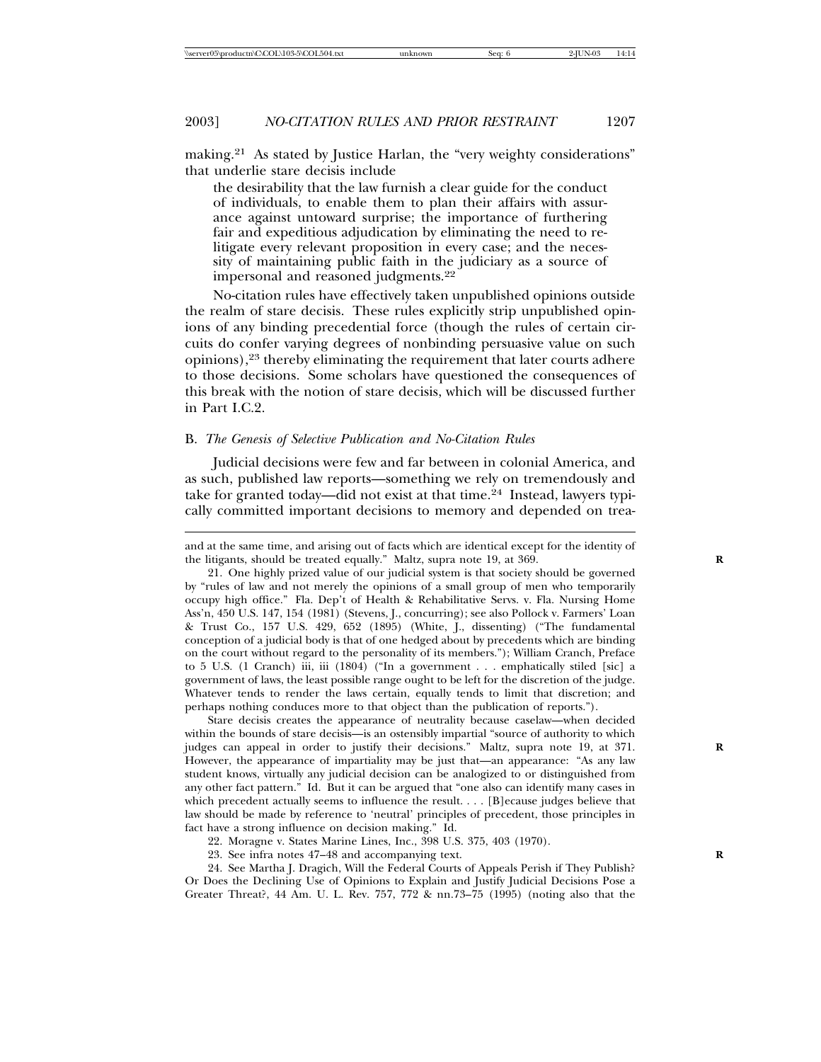making.[21] As stated by Justice Harlan, the "very weighty considerations" that underlie stare decisis include

> the desirability that the law furnish a clear guide for the conduct of individuals, to enable them to plan their affairs with assurance against untoward surprise; the importance of furthering fair and expeditious adjudication by eliminating the need to relitigate every relevant proposition in every case; and the necessity of maintaining public faith in the judiciary as a source of impersonal and reasoned judgments.[22]

No-citation rules have effectively taken unpublished opinions outside the realm of stare decisis. These rules explicitly strip unpublished opinions of any binding precedential force (though the rules of certain circuits do confer varying degrees of nonbinding persuasive value on such opinions),[23] thereby eliminating the requirement that later courts adhere to those decisions. Some scholars have questioned the consequences of this break with the notion of stare decisis, which will be discussed further in Part I.C.2.

### B. *The Genesis of Selective Publication and No-Citation Rules*

Judicial decisions were few and far between in colonial America, and as such, published law reports—something we rely on tremendously and take for granted today—did not exist at that time.[24] Instead, lawyers typically committed important decisions to memory and depended on trea-

---

and at the same time, and arising out of facts which are identical except for the identity of the litigants, should be treated equally." Maltz, supra note 19, at 369.

21. One highly prized value of our judicial system is that society should be governed by "rules of law and not merely the opinions of a small group of men who temporarily occupy high office." Fla. Dep't of Health & Rehabilitative Servs. v. Fla. Nursing Home Ass'n, 450 U.S. 147, 154 (1981) (Stevens, J., concurring); see also Pollock v. Farmers' Loan & Trust Co., 157 U.S. 429, 652 (1895) (White, J., dissenting) ("The fundamental conception of a judicial body is that of one hedged about by precedents which are binding on the court without regard to the personality of its members."); William Cranch, Preface to 5 U.S. (1 Cranch) iii, iii (1804) ("In a government . . . emphatically stiled [sic] a government of laws, the least possible range ought to be left for the discretion of the judge. Whatever tends to render the laws certain, equally tends to limit that discretion; and perhaps nothing conduces more to that object than the publication of reports.").

Stare decisis creates the appearance of neutrality because caselaw—when decided within the bounds of stare decisis—is an ostensibly impartial "source of authority to which judges can appeal in order to justify their decisions." Maltz, supra note 19, at 371. However, the appearance of impartiality may be just that—an appearance: "As any law student knows, virtually any judicial decision can be analogized to or distinguished from any other fact pattern." Id. But it can be argued that "one also can identify many cases in which precedent actually seems to influence the result. . . . [B]ecause judges believe that law should be made by reference to 'neutral' principles of precedent, those principles in fact have a strong influence on decision making." Id.

22. Moragne v. States Marine Lines, Inc., 398 U.S. 375, 403 (1970).

23. See infra notes 47–48 and accompanying text.

24. See Martha J. Dragich, Will the Federal Courts of Appeals Perish if They Publish? Or Does the Declining Use of Opinions to Explain and Justify Judicial Decisions Pose a Greater Threat?, 44 Am. U. L. Rev. 757, 772 & nn.73–75 (1995) (noting also that the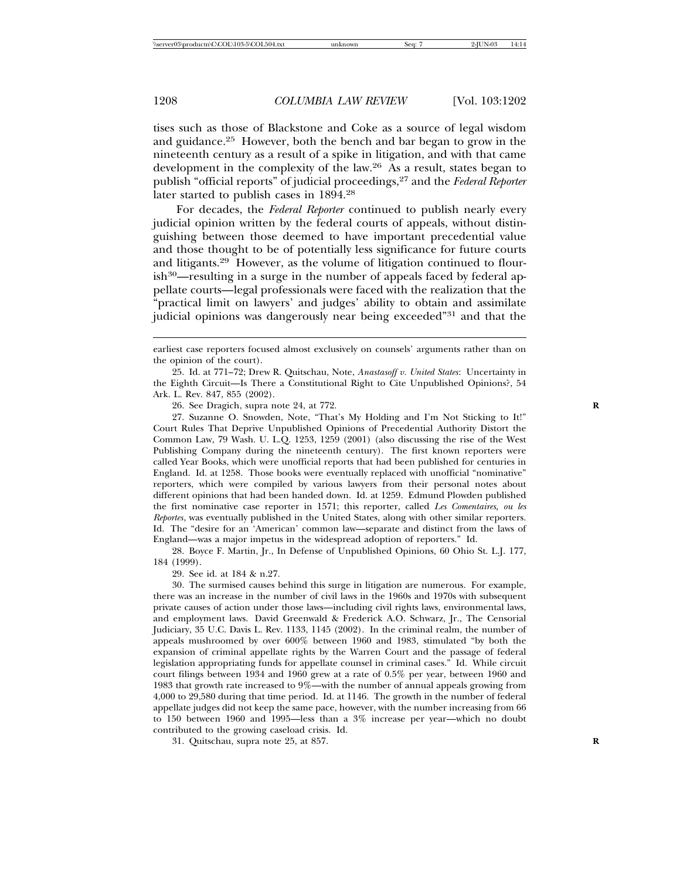tises such as those of Blackstone and Coke as a source of legal wisdom and guidance.[25] However, both the bench and bar began to grow in the nineteenth century as a result of a spike in litigation, and with that came development in the complexity of the law.[26] As a result, states began to publish "official reports" of judicial proceedings,[27] and the *Federal Reporter* later started to publish cases in 1894.[28]

For decades, the *Federal Reporter* continued to publish nearly every judicial opinion written by the federal courts of appeals, without distinguishing between those deemed to have important precedential value and those thought to be of potentially less significance for future courts and litigants.[29] However, as the volume of litigation continued to flourish[30]—resulting in a surge in the number of appeals faced by federal appellate courts—legal professionals were faced with the realization that the "practical limit on lawyers' and judges' ability to obtain and assimilate judicial opinions was dangerously near being exceeded"[31] and that the

---

earliest case reporters focused almost exclusively on counsels' arguments rather than on the opinion of the court).

25. Id. at 771–72; Drew R. Quitschau, Note, *Anastasoff v. United States*: Uncertainty in the Eighth Circuit—Is There a Constitutional Right to Cite Unpublished Opinions?, 54 Ark. L. Rev. 847, 855 (2002).

26. See Dragich, supra note 24, at 772.

27. Suzanne O. Snowden, Note, "That's My Holding and I'm Not Sticking to It!" Court Rules That Deprive Unpublished Opinions of Precedential Authority Distort the Common Law, 79 Wash. U. L.Q. 1253, 1259 (2001) (also discussing the rise of the West Publishing Company during the nineteenth century). The first known reporters were called Year Books, which were unofficial reports that had been published for centuries in England. Id. at 1258. Those books were eventually replaced with unofficial "nominative" reporters, which were compiled by various lawyers from their personal notes about different opinions that had been handed down. Id. at 1259. Edmund Plowden published the first nominative case reporter in 1571; this reporter, called *Les Comentaires, ou les Reportes*, was eventually published in the United States, along with other similar reporters. Id. The "desire for an 'American' common law—separate and distinct from the laws of England—was a major impetus in the widespread adoption of reporters." Id.

28. Boyce F. Martin, Jr., In Defense of Unpublished Opinions, 60 Ohio St. L.J. 177, 184 (1999).

29. See id. at 184 & n.27.

30. The surmised causes behind this surge in litigation are numerous. For example, there was an increase in the number of civil laws in the 1960s and 1970s with subsequent private causes of action under those laws—including civil rights laws, environmental laws, and employment laws. David Greenwald & Frederick A.O. Schwarz, Jr., The Censorial Judiciary, 35 U.C. Davis L. Rev. 1133, 1145 (2002). In the criminal realm, the number of appeals mushroomed by over 600% between 1960 and 1983, stimulated "by both the expansion of criminal appellate rights by the Warren Court and the passage of federal legislation appropriating funds for appellate counsel in criminal cases." Id. While circuit court filings between 1934 and 1960 grew at a rate of 0.5% per year, between 1960 and 1983 that growth rate increased to 9%—with the number of annual appeals growing from 4,000 to 29,580 during that time period. Id. at 1146. The growth in the number of federal appellate judges did not keep the same pace, however, with the number increasing from 66 to 150 between 1960 and 1995—less than a 3% increase per year—which no doubt contributed to the growing caseload crisis. Id.

31. Quitschau, supra note 25, at 857.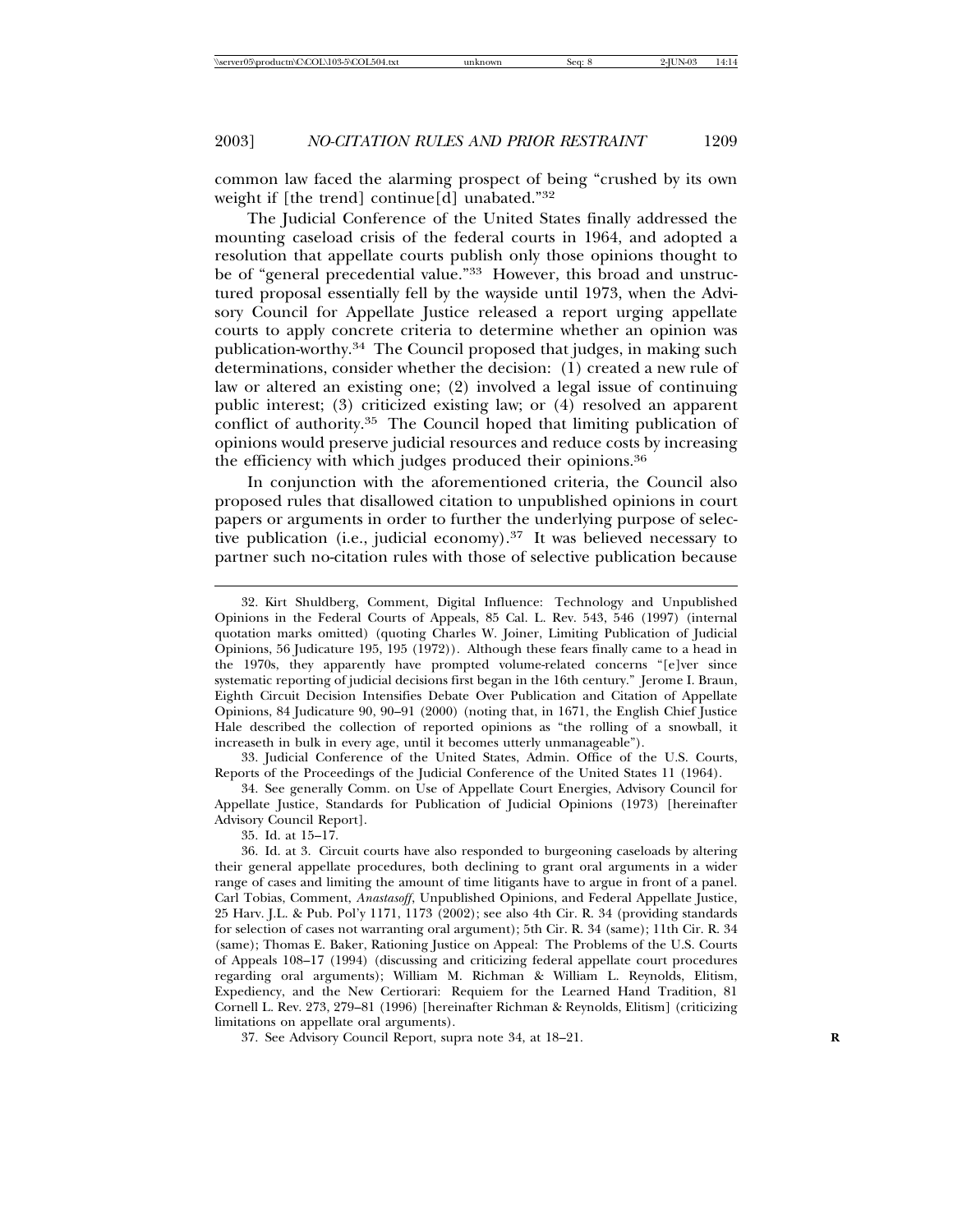common law faced the alarming prospect of being "crushed by its own weight if [the trend] continue[d] unabated."[32]

The Judicial Conference of the United States finally addressed the mounting caseload crisis of the federal courts in 1964, and adopted a resolution that appellate courts publish only those opinions thought to be of "general precedential value."[33] However, this broad and unstructured proposal essentially fell by the wayside until 1973, when the Advisory Council for Appellate Justice released a report urging appellate courts to apply concrete criteria to determine whether an opinion was publication-worthy.[34] The Council proposed that judges, in making such determinations, consider whether the decision: (1) created a new rule of law or altered an existing one; (2) involved a legal issue of continuing public interest; (3) criticized existing law; or (4) resolved an apparent conflict of authority.[35] The Council hoped that limiting publication of opinions would preserve judicial resources and reduce costs by increasing the efficiency with which judges produced their opinions.[36]

In conjunction with the aforementioned criteria, the Council also proposed rules that disallowed citation to unpublished opinions in court papers or arguments in order to further the underlying purpose of selective publication (i.e., judicial economy).[37] It was believed necessary to partner such no-citation rules with those of selective publication because

---

32. Kirt Shuldberg, Comment, Digital Influence: Technology and Unpublished Opinions in the Federal Courts of Appeals, 85 Cal. L. Rev. 543, 546 (1997) (internal quotation marks omitted) (quoting Charles W. Joiner, Limiting Publication of Judicial Opinions, 56 Judicature 195, 195 (1972)). Although these fears finally came to a head in the 1970s, they apparently have prompted volume-related concerns "[e]ver since systematic reporting of judicial decisions first began in the 16th century." Jerome I. Braun, Eighth Circuit Decision Intensifies Debate Over Publication and Citation of Appellate Opinions, 84 Judicature 90, 90–91 (2000) (noting that, in 1671, the English Chief Justice Hale described the collection of reported opinions as "the rolling of a snowball, it increaseth in bulk in every age, until it becomes utterly unmanageable").

33. Judicial Conference of the United States, Admin. Office of the U.S. Courts, Reports of the Proceedings of the Judicial Conference of the United States 11 (1964).

34. See generally Comm. on Use of Appellate Court Energies, Advisory Council for Appellate Justice, Standards for Publication of Judicial Opinions (1973) [hereinafter Advisory Council Report].

35. Id. at 15–17.

36. Id. at 3. Circuit courts have also responded to burgeoning caseloads by altering their general appellate procedures, both declining to grant oral arguments in a wider range of cases and limiting the amount of time litigants have to argue in front of a panel. Carl Tobias, Comment, *Anastasoff*, Unpublished Opinions, and Federal Appellate Justice, 25 Harv. J.L. & Pub. Pol'y 1171, 1173 (2002); see also 4th Cir. R. 34 (providing standards for selection of cases not warranting oral argument); 5th Cir. R. 34 (same); 11th Cir. R. 34 (same); Thomas E. Baker, Rationing Justice on Appeal: The Problems of the U.S. Courts of Appeals 108–17 (1994) (discussing and criticizing federal appellate court procedures regarding oral arguments); William M. Richman & William L. Reynolds, Elitism, Expediency, and the New Certiorari: Requiem for the Learned Hand Tradition, 81 Cornell L. Rev. 273, 279–81 (1996) [hereinafter Richman & Reynolds, Elitism] (criticizing limitations on appellate oral arguments).

37. See Advisory Council Report, supra note 34, at 18–21.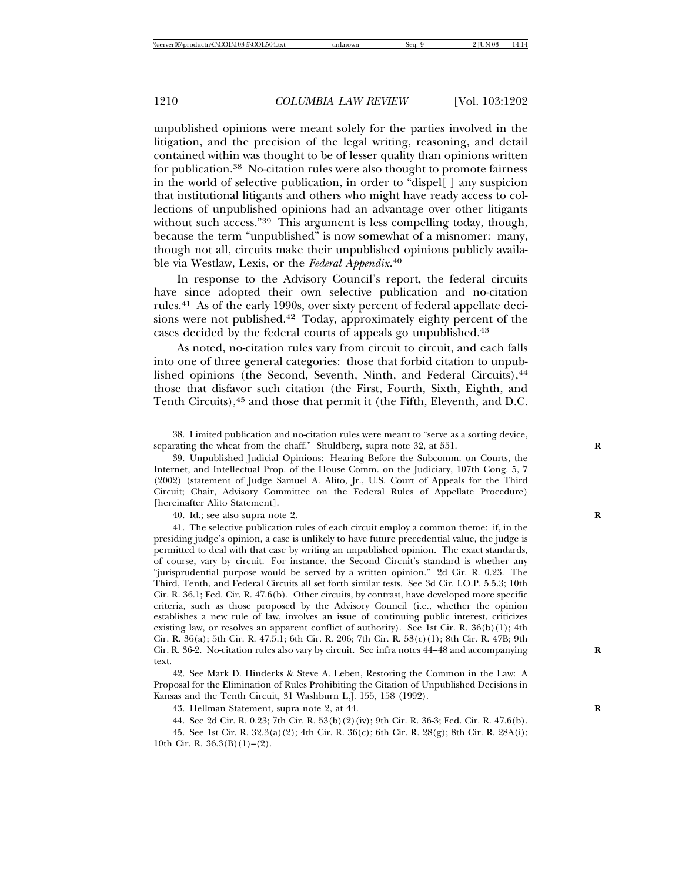unpublished opinions were meant solely for the parties involved in the litigation, and the precision of the legal writing, reasoning, and detail contained within was thought to be of lesser quality than opinions written for publication.[38] No-citation rules were also thought to promote fairness in the world of selective publication, in order to "dispel[ ] any suspicion that institutional litigants and others who might have ready access to collections of unpublished opinions had an advantage over other litigants without such access."[39] This argument is less compelling today, though, because the term "unpublished" is now somewhat of a misnomer: many, though not all, circuits make their unpublished opinions publicly available via Westlaw, Lexis, or the *Federal Appendix*.[40]

In response to the Advisory Council's report, the federal circuits have since adopted their own selective publication and no-citation rules.[41] As of the early 1990s, over sixty percent of federal appellate decisions were not published.[42] Today, approximately eighty percent of the cases decided by the federal courts of appeals go unpublished.[43]

As noted, no-citation rules vary from circuit to circuit, and each falls into one of three general categories: those that forbid citation to unpublished opinions (the Second, Seventh, Ninth, and Federal Circuits),[44] those that disfavor such citation (the First, Fourth, Sixth, Eighth, and Tenth Circuits),[45] and those that permit it (the Fifth, Eleventh, and D.C.

---

38. Limited publication and no-citation rules were meant to "serve as a sorting device, separating the wheat from the chaff." Shuldberg, supra note 32, at 551.

39. Unpublished Judicial Opinions: Hearing Before the Subcomm. on Courts, the Internet, and Intellectual Prop. of the House Comm. on the Judiciary, 107th Cong. 5, 7 (2002) (statement of Judge Samuel A. Alito, Jr., U.S. Court of Appeals for the Third Circuit; Chair, Advisory Committee on the Federal Rules of Appellate Procedure) [hereinafter Alito Statement].

40. Id.; see also supra note 2.

41. The selective publication rules of each circuit employ a common theme: if, in the presiding judge's opinion, a case is unlikely to have future precedential value, the judge is permitted to deal with that case by writing an unpublished opinion. The exact standards, of course, vary by circuit. For instance, the Second Circuit's standard is whether any "jurisprudential purpose would be served by a written opinion." 2d Cir. R. 0.23. The Third, Tenth, and Federal Circuits all set forth similar tests. See 3d Cir. I.O.P. 5.5.3; 10th Cir. R. 36.1; Fed. Cir. R. 47.6(b). Other circuits, by contrast, have developed more specific criteria, such as those proposed by the Advisory Council (i.e., whether the opinion establishes a new rule of law, involves an issue of continuing public interest, criticizes existing law, or resolves an apparent conflict of authority). See 1st Cir. R. 36(b)(1); 4th Cir. R. 36(a); 5th Cir. R. 47.5.1; 6th Cir. R. 206; 7th Cir. R. 53(c)(1); 8th Cir. R. 47B; 9th Cir. R. 36-2. No-citation rules also vary by circuit. See infra notes 44–48 and accompanying text.

42. See Mark D. Hinderks & Steve A. Leben, Restoring the Common in the Law: A Proposal for the Elimination of Rules Prohibiting the Citation of Unpublished Decisions in Kansas and the Tenth Circuit, 31 Washburn L.J. 155, 158 (1992).

43. Hellman Statement, supra note 2, at 44.

44. See 2d Cir. R. 0.23; 7th Cir. R. 53(b)(2)(iv); 9th Cir. R. 36-3; Fed. Cir. R. 47.6(b).

45. See 1st Cir. R. 32.3(a)(2); 4th Cir. R. 36(c); 6th Cir. R. 28(g); 8th Cir. R. 28A(i); 10th Cir. R. 36.3(B)(1)–(2).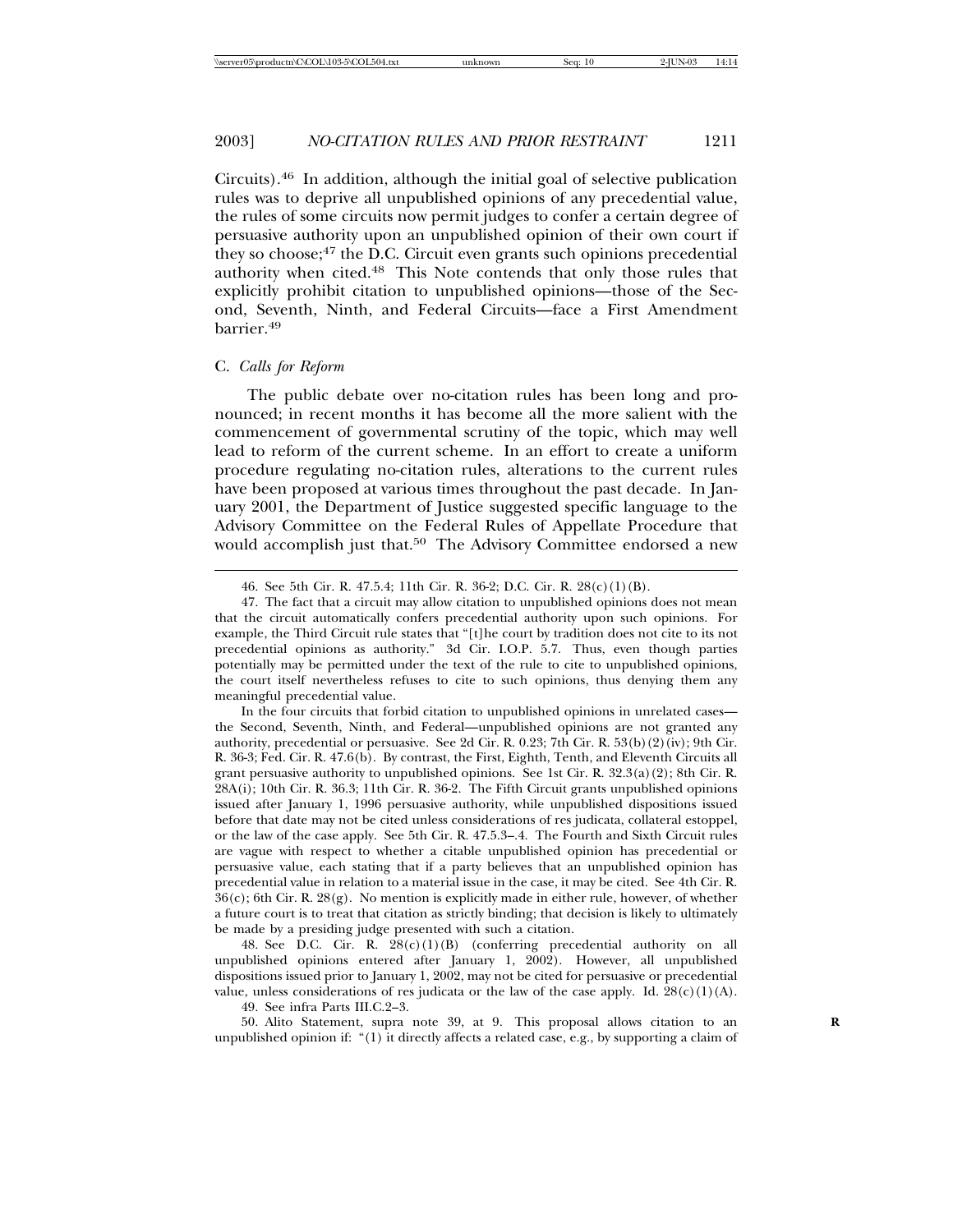Circuits).[46] In addition, although the initial goal of selective publication rules was to deprive all unpublished opinions of any precedential value, the rules of some circuits now permit judges to confer a certain degree of persuasive authority upon an unpublished opinion of their own court if they so choose;[47] the D.C. Circuit even grants such opinions precedential authority when cited.[48] This Note contends that only those rules that explicitly prohibit citation to unpublished opinions—those of the Second, Seventh, Ninth, and Federal Circuits—face a First Amendment barrier.[49]

### C. *Calls for Reform*

The public debate over no-citation rules has been long and pronounced; in recent months it has become all the more salient with the commencement of governmental scrutiny of the topic, which may well lead to reform of the current scheme. In an effort to create a uniform procedure regulating no-citation rules, alterations to the current rules have been proposed at various times throughout the past decade. In January 2001, the Department of Justice suggested specific language to the Advisory Committee on the Federal Rules of Appellate Procedure that would accomplish just that.[50] The Advisory Committee endorsed a new

---

46. See 5th Cir. R. 47.5.4; 11th Cir. R. 36-2; D.C. Cir. R. 28(c)(1)(B).

47. The fact that a circuit may allow citation to unpublished opinions does not mean that the circuit automatically confers precedential authority upon such opinions. For example, the Third Circuit rule states that "[t]he court by tradition does not cite to its not precedential opinions as authority." 3d Cir. I.O.P. 5.7. Thus, even though parties potentially may be permitted under the text of the rule to cite to unpublished opinions, the court itself nevertheless refuses to cite to such opinions, thus denying them any meaningful precedential value.

In the four circuits that forbid citation to unpublished opinions in unrelated cases—the Second, Seventh, Ninth, and Federal—unpublished opinions are not granted any authority, precedential or persuasive. See 2d Cir. R. 0.23; 7th Cir. R. 53(b)(2)(iv); 9th Cir. R. 36-3; Fed. Cir. R. 47.6(b). By contrast, the First, Eighth, Tenth, and Eleventh Circuits all grant persuasive authority to unpublished opinions. See 1st Cir. R. 32.3(a)(2); 8th Cir. R. 28A(i); 10th Cir. R. 36.3; 11th Cir. R. 36-2. The Fifth Circuit grants unpublished opinions issued after January 1, 1996 persuasive authority, while unpublished dispositions issued before that date may not be cited unless considerations of res judicata, collateral estoppel, or the law of the case apply. See 5th Cir. R. 47.5.3–.4. The Fourth and Sixth Circuit rules are vague with respect to whether a citable unpublished opinion has precedential or persuasive value, each stating that if a party believes that an unpublished opinion has precedential value in relation to a material issue in the case, it may be cited. See 4th Cir. R. 36(c); 6th Cir. R. 28(g). No mention is explicitly made in either rule, however, of whether a future court is to treat that citation as strictly binding; that decision is likely to ultimately be made by a presiding judge presented with such a citation.

48. See D.C. Cir. R. 28(c)(1)(B) (conferring precedential authority on all unpublished opinions entered after January 1, 2002). However, all unpublished dispositions issued prior to January 1, 2002, may not be cited for persuasive or precedential value, unless considerations of res judicata or the law of the case apply. Id. 28(c)(1)(A).

49. See infra Parts III.C.2–3.

50. Alito Statement, supra note 39, at 9. This proposal allows citation to an unpublished opinion if: "(1) it directly affects a related case, e.g., by supporting a claim of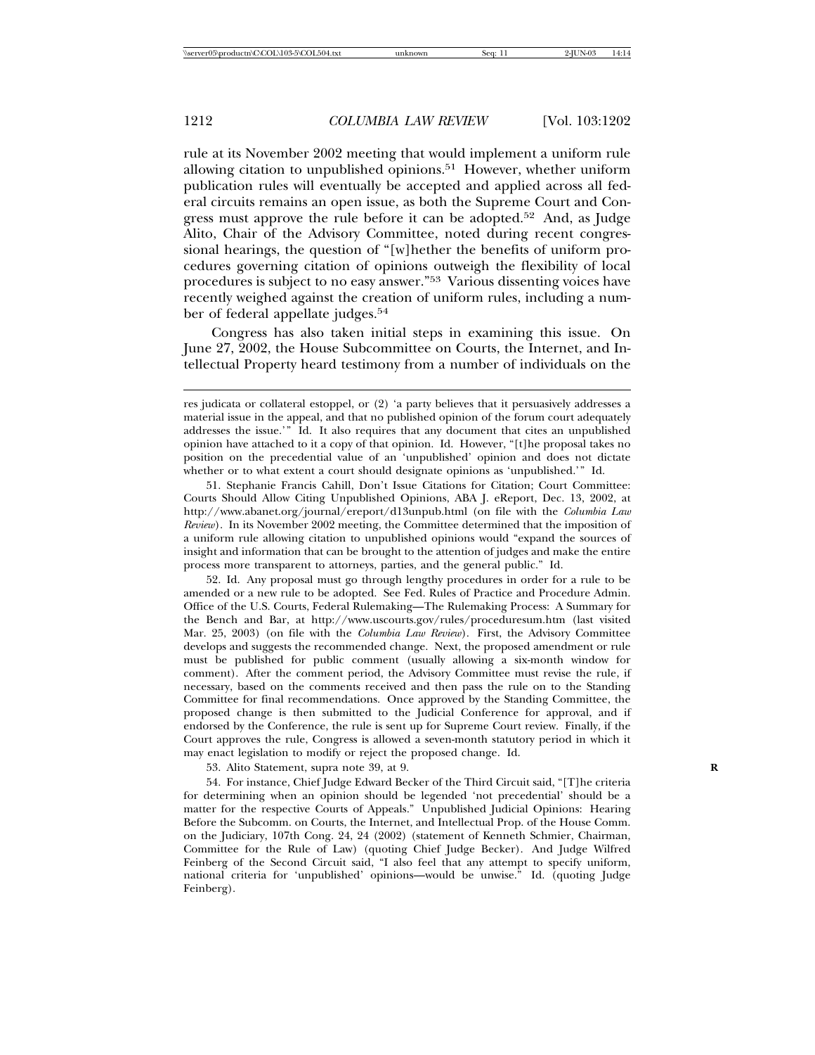rule at its November 2002 meeting that would implement a uniform rule allowing citation to unpublished opinions.[51] However, whether uniform publication rules will eventually be accepted and applied across all federal circuits remains an open issue, as both the Supreme Court and Congress must approve the rule before it can be adopted.[52] And, as Judge Alito, Chair of the Advisory Committee, noted during recent congressional hearings, the question of "[w]hether the benefits of uniform procedures governing citation of opinions outweigh the flexibility of local procedures is subject to no easy answer."[53] Various dissenting voices have recently weighed against the creation of uniform rules, including a number of federal appellate judges.[54]

Congress has also taken initial steps in examining this issue. On June 27, 2002, the House Subcommittee on Courts, the Internet, and Intellectual Property heard testimony from a number of individuals on the

---

res judicata or collateral estoppel, or (2) 'a party believes that it persuasively addresses a material issue in the appeal, and that no published opinion of the forum court adequately addresses the issue.'" Id. It also requires that any document that cites an unpublished opinion have attached to it a copy of that opinion. Id. However, "[t]he proposal takes no position on the precedential value of an 'unpublished' opinion and does not dictate whether or to what extent a court should designate opinions as 'unpublished.'" Id.

51. Stephanie Francis Cahill, Don't Issue Citations for Citation; Court Committee: Courts Should Allow Citing Unpublished Opinions, ABA J. eReport, Dec. 13, 2002, at http://www.abanet.org/journal/ereport/d13unpub.html (on file with the *Columbia Law Review*). In its November 2002 meeting, the Committee determined that the imposition of a uniform rule allowing citation to unpublished opinions would "expand the sources of insight and information that can be brought to the attention of judges and make the entire process more transparent to attorneys, parties, and the general public." Id.

52. Id. Any proposal must go through lengthy procedures in order for a rule to be amended or a new rule to be adopted. See Fed. Rules of Practice and Procedure Admin. Office of the U.S. Courts, Federal Rulemaking—The Rulemaking Process: A Summary for the Bench and Bar, at http://www.uscourts.gov/rules/proceduresum.htm (last visited Mar. 25, 2003) (on file with the *Columbia Law Review*). First, the Advisory Committee develops and suggests the recommended change. Next, the proposed amendment or rule must be published for public comment (usually allowing a six-month window for comment). After the comment period, the Advisory Committee must revise the rule, if necessary, based on the comments received and then pass the rule on to the Standing Committee for final recommendations. Once approved by the Standing Committee, the proposed change is then submitted to the Judicial Conference for approval, and if endorsed by the Conference, the rule is sent up for Supreme Court review. Finally, if the Court approves the rule, Congress is allowed a seven-month statutory period in which it may enact legislation to modify or reject the proposed change. Id.

53. Alito Statement, supra note 39, at 9.

54. For instance, Chief Judge Edward Becker of the Third Circuit said, "[T]he criteria for determining when an opinion should be legended 'not precedential' should be a matter for the respective Courts of Appeals." Unpublished Judicial Opinions: Hearing Before the Subcomm. on Courts, the Internet, and Intellectual Prop. of the House Comm. on the Judiciary, 107th Cong. 24, 24 (2002) (statement of Kenneth Schmier, Chairman, Committee for the Rule of Law) (quoting Chief Judge Becker). And Judge Wilfred Feinberg of the Second Circuit said, "I also feel that any attempt to specify uniform, national criteria for 'unpublished' opinions—would be unwise." Id. (quoting Judge Feinberg).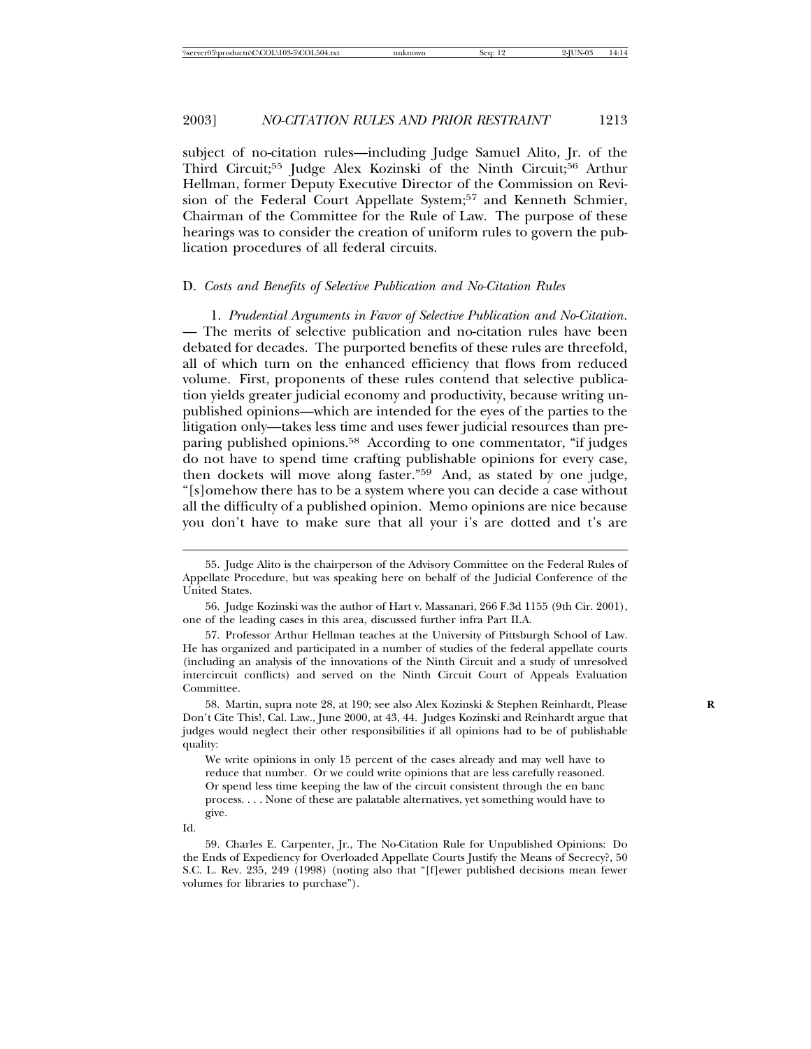subject of no-citation rules—including Judge Samuel Alito, Jr. of the Third Circuit;[55] Judge Alex Kozinski of the Ninth Circuit;[56] Arthur Hellman, former Deputy Executive Director of the Commission on Revision of the Federal Court Appellate System;[57] and Kenneth Schmier, Chairman of the Committee for the Rule of Law. The purpose of these hearings was to consider the creation of uniform rules to govern the publication procedures of all federal circuits.

### D. *Costs and Benefits of Selective Publication and No-Citation Rules*

1. *Prudential Arguments in Favor of Selective Publication and No-Citation.* — The merits of selective publication and no-citation rules have been debated for decades. The purported benefits of these rules are threefold, all of which turn on the enhanced efficiency that flows from reduced volume. First, proponents of these rules contend that selective publication yields greater judicial economy and productivity, because writing unpublished opinions—which are intended for the eyes of the parties to the litigation only—takes less time and uses fewer judicial resources than preparing published opinions.[58] According to one commentator, "if judges do not have to spend time crafting publishable opinions for every case, then dockets will move along faster."[59] And, as stated by one judge, "[s]omehow there has to be a system where you can decide a case without all the difficulty of a published opinion. Memo opinions are nice because you don't have to make sure that all your i's are dotted and t's are

---

55. Judge Alito is the chairperson of the Advisory Committee on the Federal Rules of Appellate Procedure, but was speaking here on behalf of the Judicial Conference of the United States.

56. Judge Kozinski was the author of Hart v. Massanari, 266 F.3d 1155 (9th Cir. 2001), one of the leading cases in this area, discussed further infra Part II.A.

57. Professor Arthur Hellman teaches at the University of Pittsburgh School of Law. He has organized and participated in a number of studies of the federal appellate courts (including an analysis of the innovations of the Ninth Circuit and a study of unresolved intercircuit conflicts) and served on the Ninth Circuit Court of Appeals Evaluation Committee.

58. Martin, supra note 28, at 190; see also Alex Kozinski & Stephen Reinhardt, Please Don't Cite This!, Cal. Law., June 2000, at 43, 44. Judges Kozinski and Reinhardt argue that judges would neglect their other responsibilities if all opinions had to be of publishable quality:

> We write opinions in only 15 percent of the cases already and may well have to reduce that number. Or we could write opinions that are less carefully reasoned. Or spend less time keeping the law of the circuit consistent through the en banc process. . . . None of these are palatable alternatives, yet something would have to give.

Id.

59. Charles E. Carpenter, Jr., The No-Citation Rule for Unpublished Opinions: Do the Ends of Expediency for Overloaded Appellate Courts Justify the Means of Secrecy?, 50 S.C. L. Rev. 235, 249 (1998) (noting also that "[f]ewer published decisions mean fewer volumes for libraries to purchase").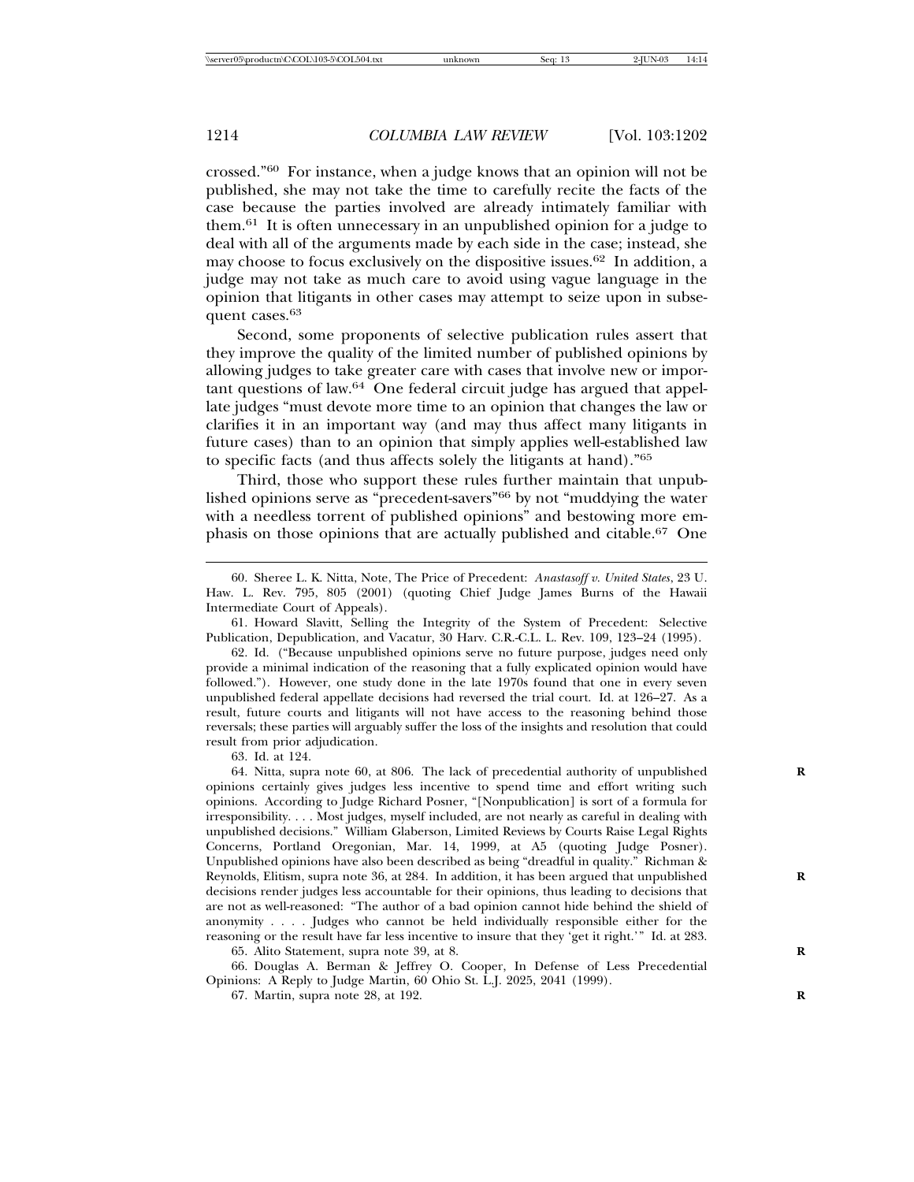crossed."[60] For instance, when a judge knows that an opinion will not be published, she may not take the time to carefully recite the facts of the case because the parties involved are already intimately familiar with them.[61] It is often unnecessary in an unpublished opinion for a judge to deal with all of the arguments made by each side in the case; instead, she may choose to focus exclusively on the dispositive issues.[62] In addition, a judge may not take as much care to avoid using vague language in the opinion that litigants in other cases may attempt to seize upon in subsequent cases.[63]

Second, some proponents of selective publication rules assert that they improve the quality of the limited number of published opinions by allowing judges to take greater care with cases that involve new or important questions of law.[64] One federal circuit judge has argued that appellate judges "must devote more time to an opinion that changes the law or clarifies it in an important way (and may thus affect many litigants in future cases) than to an opinion that simply applies well-established law to specific facts (and thus affects solely the litigants at hand)."[65]

Third, those who support these rules further maintain that unpublished opinions serve as "precedent-savers"[66] by not "muddying the water with a needless torrent of published opinions" and bestowing more emphasis on those opinions that are actually published and citable.[67] One

---

60. Sheree L. K. Nitta, Note, The Price of Precedent: *Anastasoff v. United States*, 23 U. Haw. L. Rev. 795, 805 (2001) (quoting Chief Judge James Burns of the Hawaii Intermediate Court of Appeals).

61. Howard Slavitt, Selling the Integrity of the System of Precedent: Selective Publication, Depublication, and Vacatur, 30 Harv. C.R.-C.L. L. Rev. 109, 123–24 (1995).

62. Id. ("Because unpublished opinions serve no future purpose, judges need only provide a minimal indication of the reasoning that a fully explicated opinion would have followed."). However, one study done in the late 1970s found that one in every seven unpublished federal appellate decisions had reversed the trial court. Id. at 126–27. As a result, future courts and litigants will not have access to the reasoning behind those reversals; these parties will arguably suffer the loss of the insights and resolution that could result from prior adjudication.

63. Id. at 124.

64. Nitta, supra note 60, at 806. The lack of precedential authority of unpublished opinions certainly gives judges less incentive to spend time and effort writing such opinions. According to Judge Richard Posner, "[Nonpublication] is sort of a formula for irresponsibility. . . . Most judges, myself included, are not nearly as careful in dealing with unpublished decisions." William Glaberson, Limited Reviews by Courts Raise Legal Rights Concerns, Portland Oregonian, Mar. 14, 1999, at A5 (quoting Judge Posner). Unpublished opinions have also been described as being "dreadful in quality." Richman & Reynolds, Elitism, supra note 36, at 284. In addition, it has been argued that unpublished decisions render judges less accountable for their opinions, thus leading to decisions that are not as well-reasoned: "The author of a bad opinion cannot hide behind the shield of anonymity . . . . Judges who cannot be held individually responsible either for the reasoning or the result have far less incentive to insure that they 'get it right.'" Id. at 283.

65. Alito Statement, supra note 39, at 8.

66. Douglas A. Berman & Jeffrey O. Cooper, In Defense of Less Precedential Opinions: A Reply to Judge Martin, 60 Ohio St. L.J. 2025, 2041 (1999).

67. Martin, supra note 28, at 192.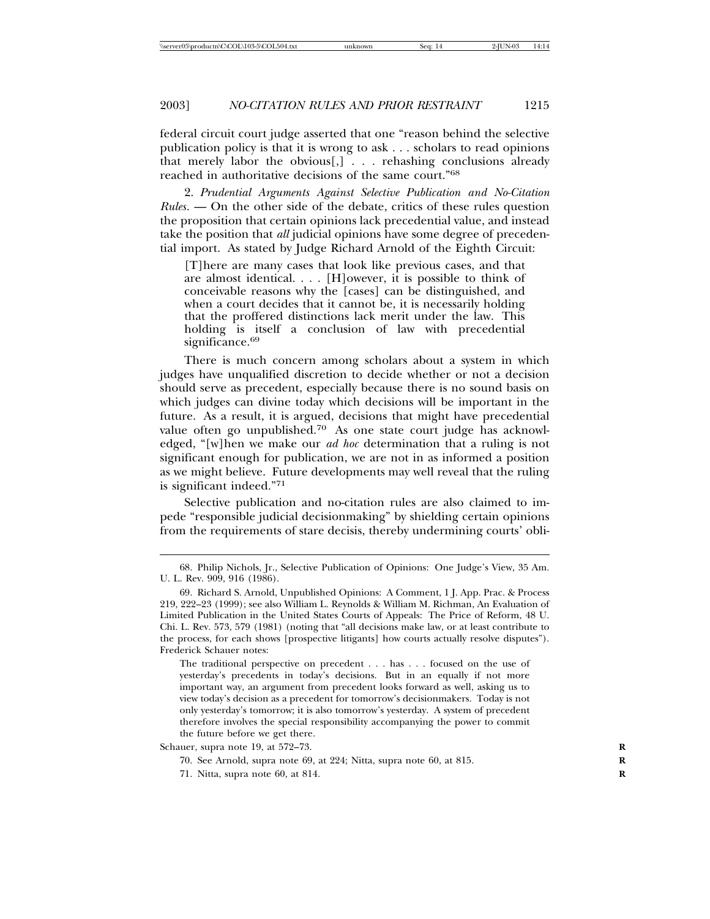federal circuit court judge asserted that one "reason behind the selective publication policy is that it is wrong to ask . . . scholars to read opinions that merely labor the obvious[,] . . . rehashing conclusions already reached in authoritative decisions of the same court."[68]

2. *Prudential Arguments Against Selective Publication and No-Citation Rules.* — On the other side of the debate, critics of these rules question the proposition that certain opinions lack precedential value, and instead take the position that *all* judicial opinions have some degree of precedential import. As stated by Judge Richard Arnold of the Eighth Circuit:

> [T]here are many cases that look like previous cases, and that are almost identical. . . . [H]owever, it is possible to think of conceivable reasons why the [cases] can be distinguished, and when a court decides that it cannot be, it is necessarily holding that the proffered distinctions lack merit under the law. This holding is itself a conclusion of law with precedential significance.[69]

There is much concern among scholars about a system in which judges have unqualified discretion to decide whether or not a decision should serve as precedent, especially because there is no sound basis on which judges can divine today which decisions will be important in the future. As a result, it is argued, decisions that might have precedential value often go unpublished.[70] As one state court judge has acknowledged, "[w]hen we make our *ad hoc* determination that a ruling is not significant enough for publication, we are not in as informed a position as we might believe. Future developments may well reveal that the ruling is significant indeed."[71]

Selective publication and no-citation rules are also claimed to impede "responsible judicial decisionmaking" by shielding certain opinions from the requirements of stare decisis, thereby undermining courts' obli-

---

68. Philip Nichols, Jr., Selective Publication of Opinions: One Judge's View, 35 Am. U. L. Rev. 909, 916 (1986).

69. Richard S. Arnold, Unpublished Opinions: A Comment, 1 J. App. Prac. & Process 219, 222–23 (1999); see also William L. Reynolds & William M. Richman, An Evaluation of Limited Publication in the United States Courts of Appeals: The Price of Reform, 48 U. Chi. L. Rev. 573, 579 (1981) (noting that "all decisions make law, or at least contribute to the process, for each shows [prospective litigants] how courts actually resolve disputes"). Frederick Schauer notes:

> The traditional perspective on precedent . . . has . . . focused on the use of yesterday's precedents in today's decisions. But in an equally if not more important way, an argument from precedent looks forward as well, asking us to view today's decision as a precedent for tomorrow's decisionmakers. Today is not only yesterday's tomorrow; it is also tomorrow's yesterday. A system of precedent therefore involves the special responsibility accompanying the power to commit the future before we get there.

Schauer, supra note 19, at 572–73.

70. See Arnold, supra note 69, at 224; Nitta, supra note 60, at 815.

71. Nitta, supra note 60, at 814.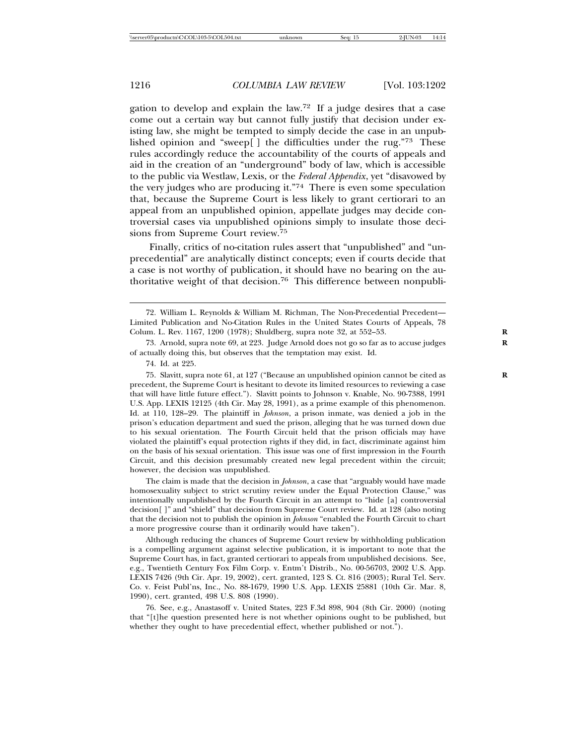gation to develop and explain the law.[72] If a judge desires that a case come out a certain way but cannot fully justify that decision under existing law, she might be tempted to simply decide the case in an unpublished opinion and "sweep[ ] the difficulties under the rug."[73] These rules accordingly reduce the accountability of the courts of appeals and aid in the creation of an "underground" body of law, which is accessible to the public via Westlaw, Lexis, or the *Federal Appendix*, yet "disavowed by the very judges who are producing it."[74] There is even some speculation that, because the Supreme Court is less likely to grant certiorari to an appeal from an unpublished opinion, appellate judges may decide controversial cases via unpublished opinions simply to insulate those decisions from Supreme Court review.[75]

Finally, critics of no-citation rules assert that "unpublished" and "unprecedential" are analytically distinct concepts; even if courts decide that a case is not worthy of publication, it should have no bearing on the authoritative weight of that decision.[76] This difference between nonpubli-

---

72. William L. Reynolds & William M. Richman, The Non-Precedential Precedent—Limited Publication and No-Citation Rules in the United States Courts of Appeals, 78 Colum. L. Rev. 1167, 1200 (1978); Shuldberg, supra note 32, at 552–53.

73. Arnold, supra note 69, at 223. Judge Arnold does not go so far as to accuse judges of actually doing this, but observes that the temptation may exist. Id.

74. Id. at 225.

75. Slavitt, supra note 61, at 127 ("Because an unpublished opinion cannot be cited as precedent, the Supreme Court is hesitant to devote its limited resources to reviewing a case that will have little future effect."). Slavitt points to Johnson v. Knable, No. 90-7388, 1991 U.S. App. LEXIS 12125 (4th Cir. May 28, 1991), as a prime example of this phenomenon. Id. at 110, 128–29. The plaintiff in *Johnson*, a prison inmate, was denied a job in the prison's education department and sued the prison, alleging that he was turned down due to his sexual orientation. The Fourth Circuit held that the prison officials may have violated the plaintiff's equal protection rights if they did, in fact, discriminate against him on the basis of his sexual orientation. This issue was one of first impression in the Fourth Circuit, and this decision presumably created new legal precedent within the circuit; however, the decision was unpublished.

The claim is made that the decision in *Johnson*, a case that "arguably would have made homosexuality subject to strict scrutiny review under the Equal Protection Clause," was intentionally unpublished by the Fourth Circuit in an attempt to "hide [a] controversial decision[ ]" and "shield" that decision from Supreme Court review. Id. at 128 (also noting that the decision not to publish the opinion in *Johnson* "enabled the Fourth Circuit to chart a more progressive course than it ordinarily would have taken").

Although reducing the chances of Supreme Court review by withholding publication is a compelling argument against selective publication, it is important to note that the Supreme Court has, in fact, granted certiorari to appeals from unpublished decisions. See, e.g., Twentieth Century Fox Film Corp. v. Entm't Distrib., No. 00-56703, 2002 U.S. App. LEXIS 7426 (9th Cir. Apr. 19, 2002), cert. granted, 123 S. Ct. 816 (2003); Rural Tel. Serv. Co. v. Feist Publ'ns, Inc., No. 88-1679, 1990 U.S. App. LEXIS 25881 (10th Cir. Mar. 8, 1990), cert. granted, 498 U.S. 808 (1990).

76. See, e.g., Anastasoff v. United States, 223 F.3d 898, 904 (8th Cir. 2000) (noting that "[t]he question presented here is not whether opinions ought to be published, but whether they ought to have precedential effect, whether published or not.").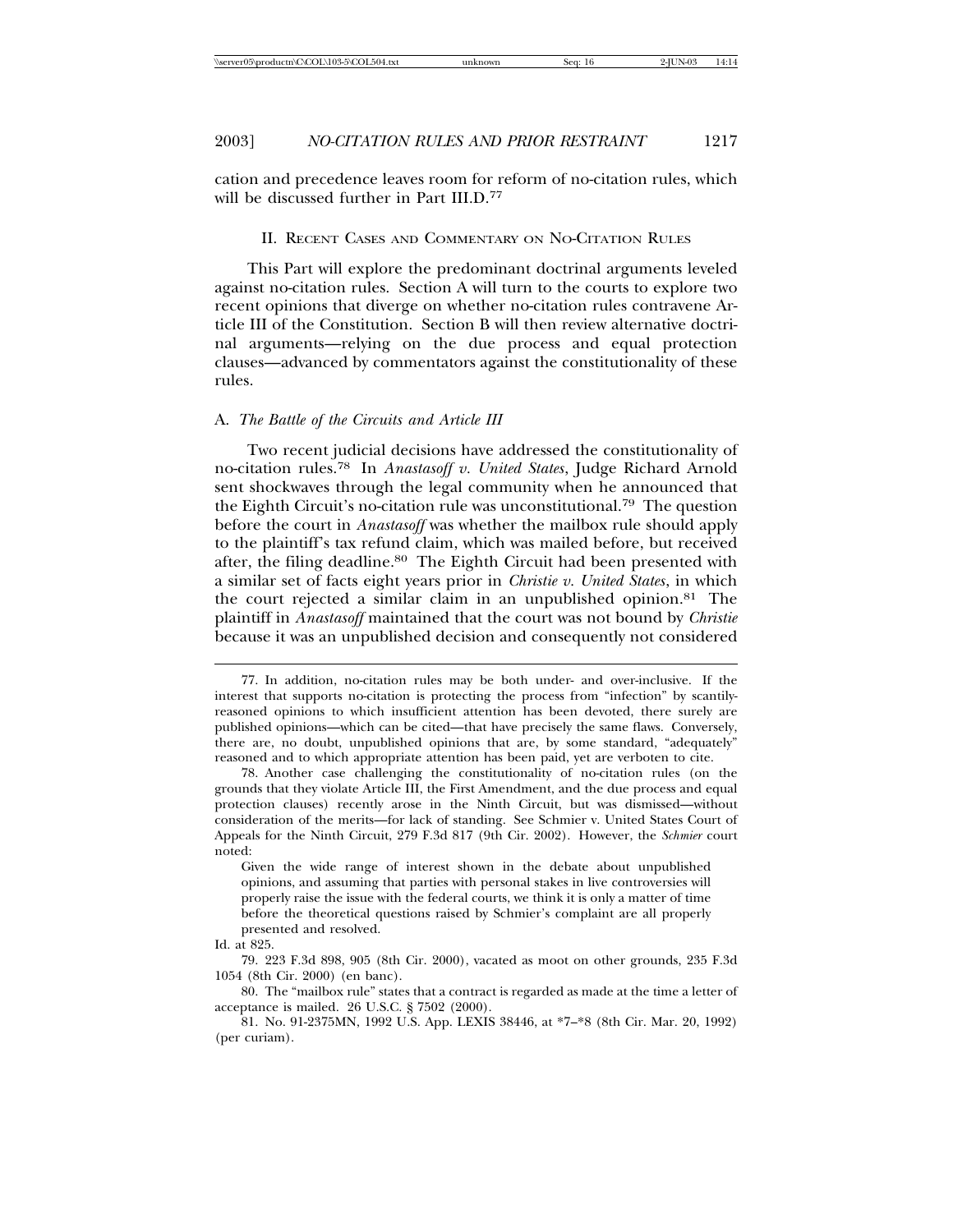cation and precedence leaves room for reform of no-citation rules, which will be discussed further in Part III.D.[77]

## II. Recent Cases and Commentary on No-Citation Rules

This Part will explore the predominant doctrinal arguments leveled against no-citation rules. Section A will turn to the courts to explore two recent opinions that diverge on whether no-citation rules contravene Article III of the Constitution. Section B will then review alternative doctrinal arguments—relying on the due process and equal protection clauses—advanced by commentators against the constitutionality of these rules.

### A. *The Battle of the Circuits and Article III*

Two recent judicial decisions have addressed the constitutionality of no-citation rules.[78] In *Anastasoff v. United States*, Judge Richard Arnold sent shockwaves through the legal community when he announced that the Eighth Circuit's no-citation rule was unconstitutional.[79] The question before the court in *Anastasoff* was whether the mailbox rule should apply to the plaintiff's tax refund claim, which was mailed before, but received after, the filing deadline.[80] The Eighth Circuit had been presented with a similar set of facts eight years prior in *Christie v. United States*, in which the court rejected a similar claim in an unpublished opinion.[81] The plaintiff in *Anastasoff* maintained that the court was not bound by *Christie* because it was an unpublished decision and consequently not considered

---

77. In addition, no-citation rules may be both under- and over-inclusive. If the interest that supports no-citation is protecting the process from "infection" by scantily-reasoned opinions to which insufficient attention has been devoted, there surely are published opinions—which can be cited—that have precisely the same flaws. Conversely, there are, no doubt, unpublished opinions that are, by some standard, "adequately" reasoned and to which appropriate attention has been paid, yet are verboten to cite.

78. Another case challenging the constitutionality of no-citation rules (on the grounds that they violate Article III, the First Amendment, and the due process and equal protection clauses) recently arose in the Ninth Circuit, but was dismissed—without consideration of the merits—for lack of standing. See Schmier v. United States Court of Appeals for the Ninth Circuit, 279 F.3d 817 (9th Cir. 2002). However, the *Schmier* court noted:

> Given the wide range of interest shown in the debate about unpublished opinions, and assuming that parties with personal stakes in live controversies will properly raise the issue with the federal courts, we think it is only a matter of time before the theoretical questions raised by Schmier's complaint are all properly presented and resolved.

Id. at 825.

79. 223 F.3d 898, 905 (8th Cir. 2000), vacated as moot on other grounds, 235 F.3d 1054 (8th Cir. 2000) (en banc).

80. The "mailbox rule" states that a contract is regarded as made at the time a letter of acceptance is mailed. 26 U.S.C. § 7502 (2000).

81. No. 91-2375MN, 1992 U.S. App. LEXIS 38446, at *7–*8 (8th Cir. Mar. 20, 1992) (per curiam).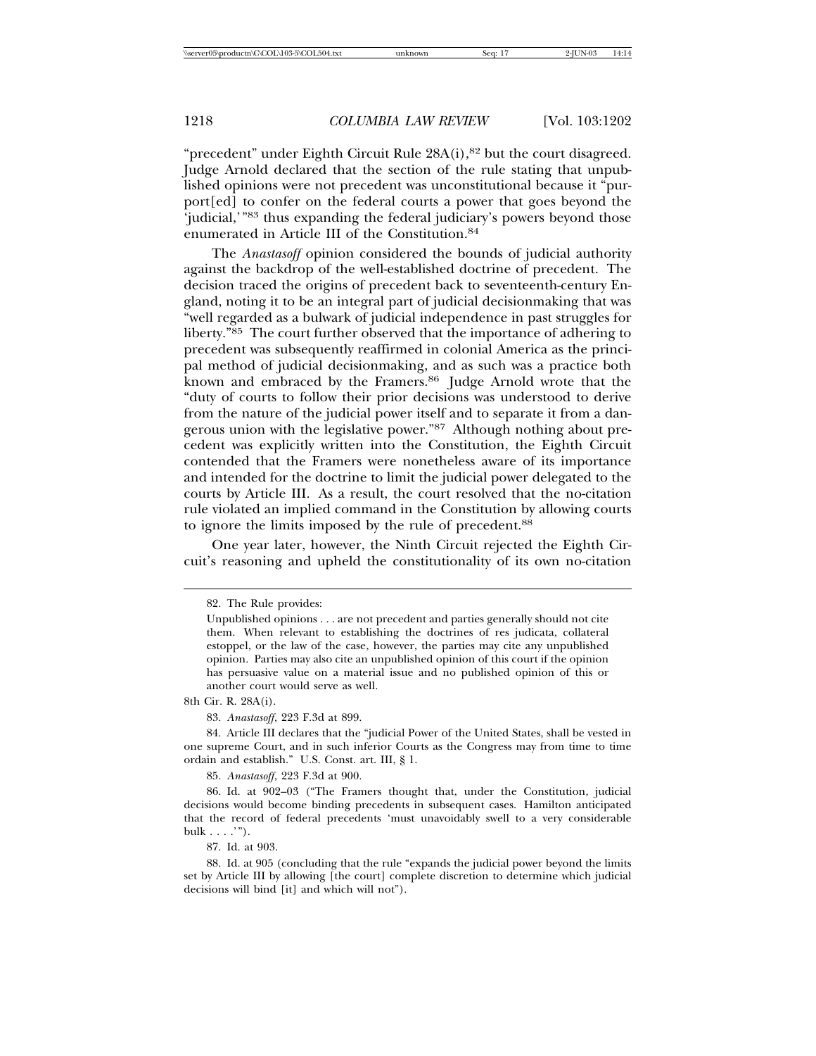"precedent" under Eighth Circuit Rule 28A(i),[82] but the court disagreed. Judge Arnold declared that the section of the rule stating that unpublished opinions were not precedent was unconstitutional because it "purport[ed] to confer on the federal courts a power that goes beyond the 'judicial,'"[83] thus expanding the federal judiciary's powers beyond those enumerated in Article III of the Constitution.[84]

The *Anastasoff* opinion considered the bounds of judicial authority against the backdrop of the well-established doctrine of precedent. The decision traced the origins of precedent back to seventeenth-century England, noting it to be an integral part of judicial decisionmaking that was "well regarded as a bulwark of judicial independence in past struggles for liberty."[85] The court further observed that the importance of adhering to precedent was subsequently reaffirmed in colonial America as the principal method of judicial decisionmaking, and as such was a practice both known and embraced by the Framers.[86] Judge Arnold wrote that the "duty of courts to follow their prior decisions was understood to derive from the nature of the judicial power itself and to separate it from a dangerous union with the legislative power."[87] Although nothing about precedent was explicitly written into the Constitution, the Eighth Circuit contended that the Framers were nonetheless aware of its importance and intended for the doctrine to limit the judicial power delegated to the courts by Article III. As a result, the court resolved that the no-citation rule violated an implied command in the Constitution by allowing courts to ignore the limits imposed by the rule of precedent.[88]

One year later, however, the Ninth Circuit rejected the Eighth Circuit's reasoning and upheld the constitutionality of its own no-citation

---

82. The Rule provides:

> Unpublished opinions . . . are not precedent and parties generally should not cite them. When relevant to establishing the doctrines of res judicata, collateral estoppel, or the law of the case, however, the parties may cite any unpublished opinion. Parties may also cite an unpublished opinion of this court if the opinion has persuasive value on a material issue and no published opinion of this or another court would serve as well.

8th Cir. R. 28A(i).

83. *Anastasoff*, 223 F.3d at 899.

84. Article III declares that the "judicial Power of the United States, shall be vested in one supreme Court, and in such inferior Courts as the Congress may from time to time ordain and establish." U.S. Const. art. III, § 1.

85. *Anastasoff*, 223 F.3d at 900.

86. Id. at 902–03 ("The Framers thought that, under the Constitution, judicial decisions would become binding precedents in subsequent cases. Hamilton anticipated that the record of federal precedents 'must unavoidably swell to a very considerable bulk . . . .'").

87. Id. at 903.

88. Id. at 905 (concluding that the rule "expands the judicial power beyond the limits set by Article III by allowing [the court] complete discretion to determine which judicial decisions will bind [it] and which will not").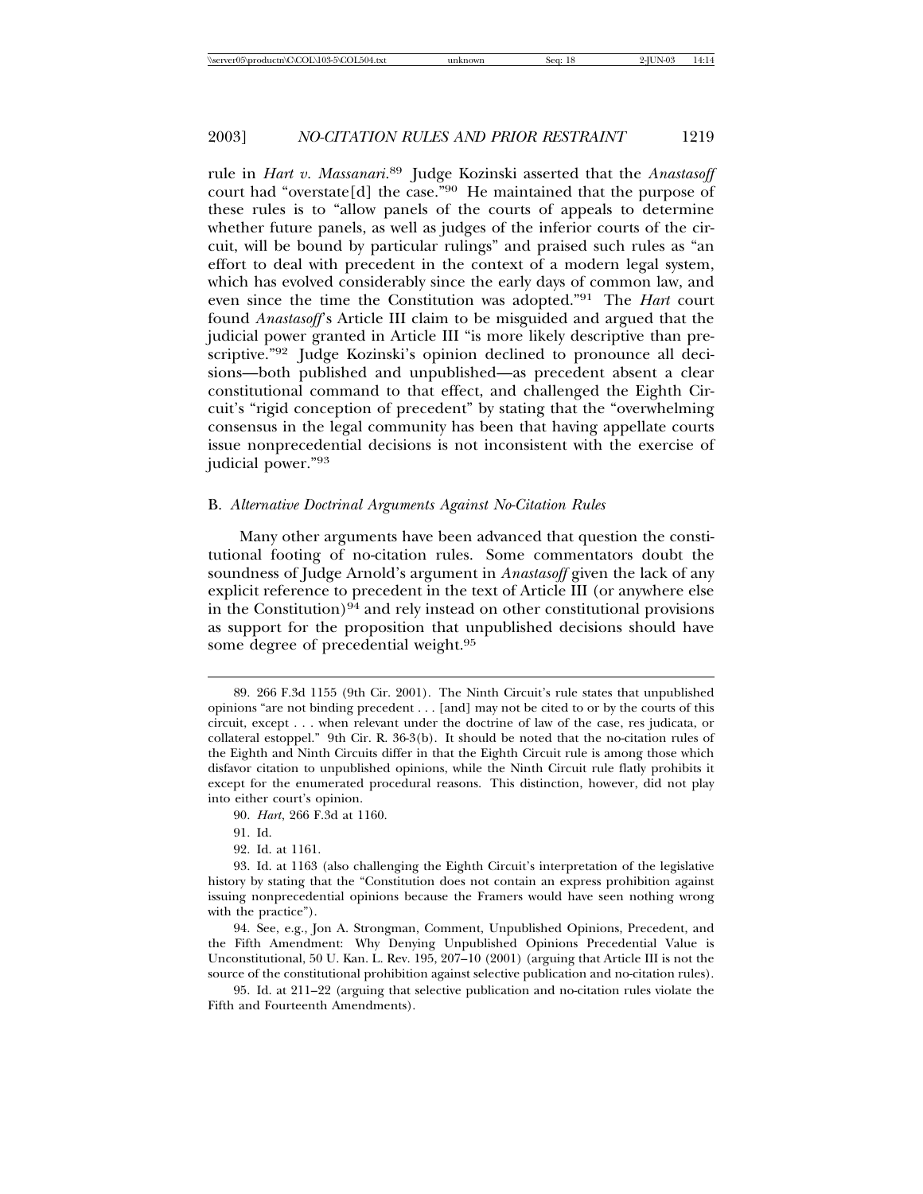rule in *Hart v. Massanari*.[89] Judge Kozinski asserted that the *Anastasoff* court had "overstate[d] the case."[90] He maintained that the purpose of these rules is to "allow panels of the courts of appeals to determine whether future panels, as well as judges of the inferior courts of the circuit, will be bound by particular rulings" and praised such rules as "an effort to deal with precedent in the context of a modern legal system, which has evolved considerably since the early days of common law, and even since the time the Constitution was adopted."[91] The *Hart* court found *Anastasoff*'s Article III claim to be misguided and argued that the judicial power granted in Article III "is more likely descriptive than prescriptive."[92] Judge Kozinski's opinion declined to pronounce all decisions—both published and unpublished—as precedent absent a clear constitutional command to that effect, and challenged the Eighth Circuit's "rigid conception of precedent" by stating that the "overwhelming consensus in the legal community has been that having appellate courts issue nonprecedential decisions is not inconsistent with the exercise of judicial power."[93]

### B. *Alternative Doctrinal Arguments Against No-Citation Rules*

Many other arguments have been advanced that question the constitutional footing of no-citation rules. Some commentators doubt the soundness of Judge Arnold's argument in *Anastasoff* given the lack of any explicit reference to precedent in the text of Article III (or anywhere else in the Constitution)[94] and rely instead on other constitutional provisions as support for the proposition that unpublished decisions should have some degree of precedential weight.[95]

---

89. 266 F.3d 1155 (9th Cir. 2001). The Ninth Circuit's rule states that unpublished opinions "are not binding precedent . . . [and] may not be cited to or by the courts of this circuit, except . . . when relevant under the doctrine of law of the case, res judicata, or collateral estoppel." 9th Cir. R. 36-3(b). It should be noted that the no-citation rules of the Eighth and Ninth Circuits differ in that the Eighth Circuit rule is among those which disfavor citation to unpublished opinions, while the Ninth Circuit rule flatly prohibits it except for the enumerated procedural reasons. This distinction, however, did not play into either court's opinion.

90. *Hart*, 266 F.3d at 1160.

91. Id.

92. Id. at 1161.

93. Id. at 1163 (also challenging the Eighth Circuit's interpretation of the legislative history by stating that the "Constitution does not contain an express prohibition against issuing nonprecedential opinions because the Framers would have seen nothing wrong with the practice").

94. See, e.g., Jon A. Strongman, Comment, Unpublished Opinions, Precedent, and the Fifth Amendment: Why Denying Unpublished Opinions Precedential Value is Unconstitutional, 50 U. Kan. L. Rev. 195, 207–10 (2001) (arguing that Article III is not the source of the constitutional prohibition against selective publication and no-citation rules).

95. Id. at 211–22 (arguing that selective publication and no-citation rules violate the Fifth and Fourteenth Amendments).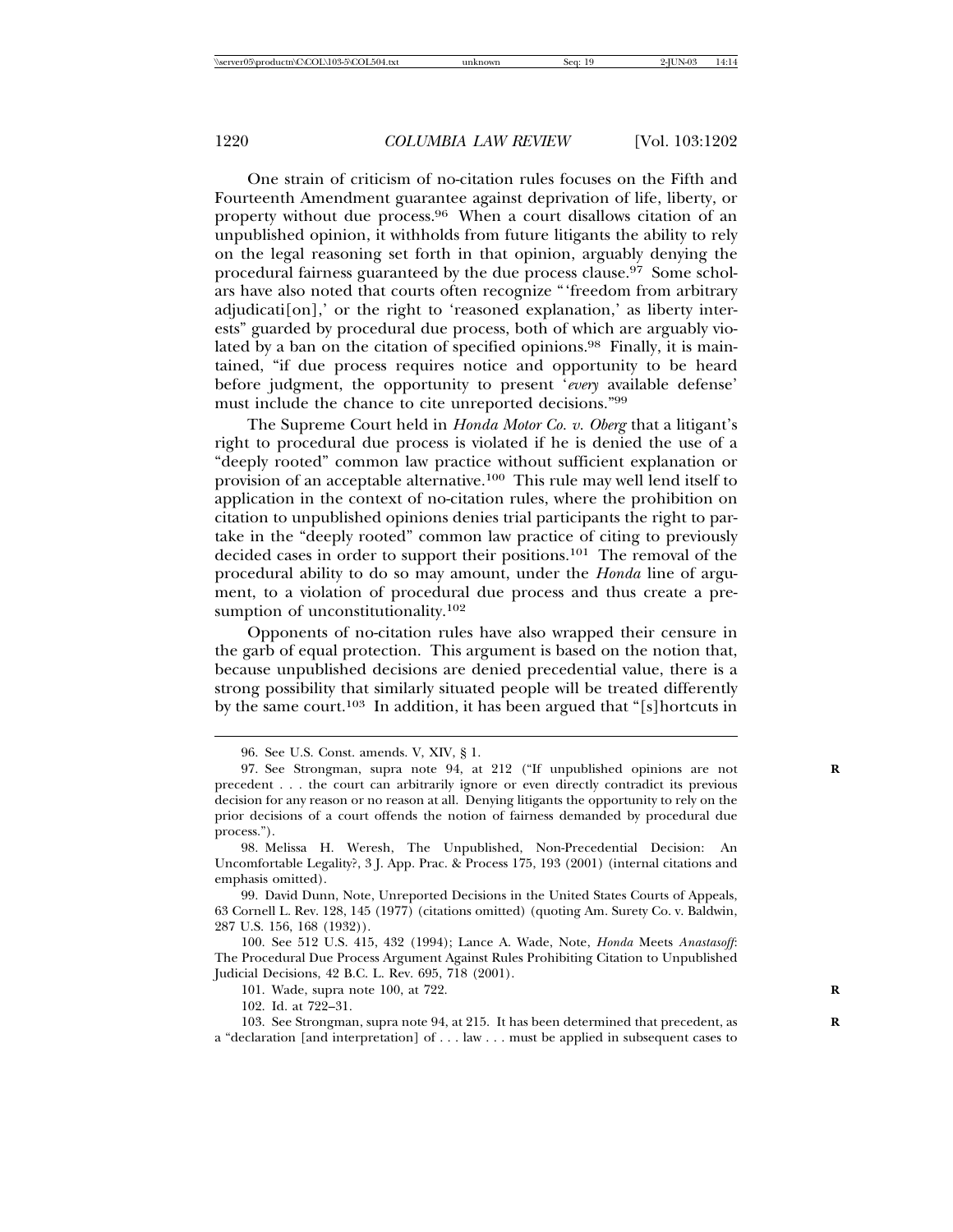One strain of criticism of no-citation rules focuses on the Fifth and Fourteenth Amendment guarantee against deprivation of life, liberty, or property without due process.[96] When a court disallows citation of an unpublished opinion, it withholds from future litigants the ability to rely on the legal reasoning set forth in that opinion, arguably denying the procedural fairness guaranteed by the due process clause.[97] Some scholars have also noted that courts often recognize "'freedom from arbitrary adjudicati[on],' or the right to 'reasoned explanation,' as liberty interests" guarded by procedural due process, both of which are arguably violated by a ban on the citation of specified opinions.[98] Finally, it is maintained, "if due process requires notice and opportunity to be heard before judgment, the opportunity to present '*every* available defense' must include the chance to cite unreported decisions."[99]

The Supreme Court held in *Honda Motor Co. v. Oberg* that a litigant's right to procedural due process is violated if he is denied the use of a "deeply rooted" common law practice without sufficient explanation or provision of an acceptable alternative.[100] This rule may well lend itself to application in the context of no-citation rules, where the prohibition on citation to unpublished opinions denies trial participants the right to partake in the "deeply rooted" common law practice of citing to previously decided cases in order to support their positions.[101] The removal of the procedural ability to do so may amount, under the *Honda* line of argument, to a violation of procedural due process and thus create a presumption of unconstitutionality.[102]

Opponents of no-citation rules have also wrapped their censure in the garb of equal protection. This argument is based on the notion that, because unpublished decisions are denied precedential value, there is a strong possibility that similarly situated people will be treated differently by the same court.[103] In addition, it has been argued that "[s]hortcuts in

---

96. See U.S. Const. amends. V, XIV, § 1.

97. See Strongman, supra note 94, at 212 ("If unpublished opinions are not precedent . . . the court can arbitrarily ignore or even directly contradict its previous decision for any reason or no reason at all. Denying litigants the opportunity to rely on the prior decisions of a court offends the notion of fairness demanded by procedural due process.").

98. Melissa H. Weresh, The Unpublished, Non-Precedential Decision: An Uncomfortable Legality?, 3 J. App. Prac. & Process 175, 193 (2001) (internal citations and emphasis omitted).

99. David Dunn, Note, Unreported Decisions in the United States Courts of Appeals, 63 Cornell L. Rev. 128, 145 (1977) (citations omitted) (quoting Am. Surety Co. v. Baldwin, 287 U.S. 156, 168 (1932)).

100. See 512 U.S. 415, 432 (1994); Lance A. Wade, Note, *Honda* Meets *Anastasoff*: The Procedural Due Process Argument Against Rules Prohibiting Citation to Unpublished Judicial Decisions, 42 B.C. L. Rev. 695, 718 (2001).

101. Wade, supra note 100, at 722.

102. Id. at 722–31.

103. See Strongman, supra note 94, at 215. It has been determined that precedent, as a "declaration [and interpretation] of . . . law . . . must be applied in subsequent cases to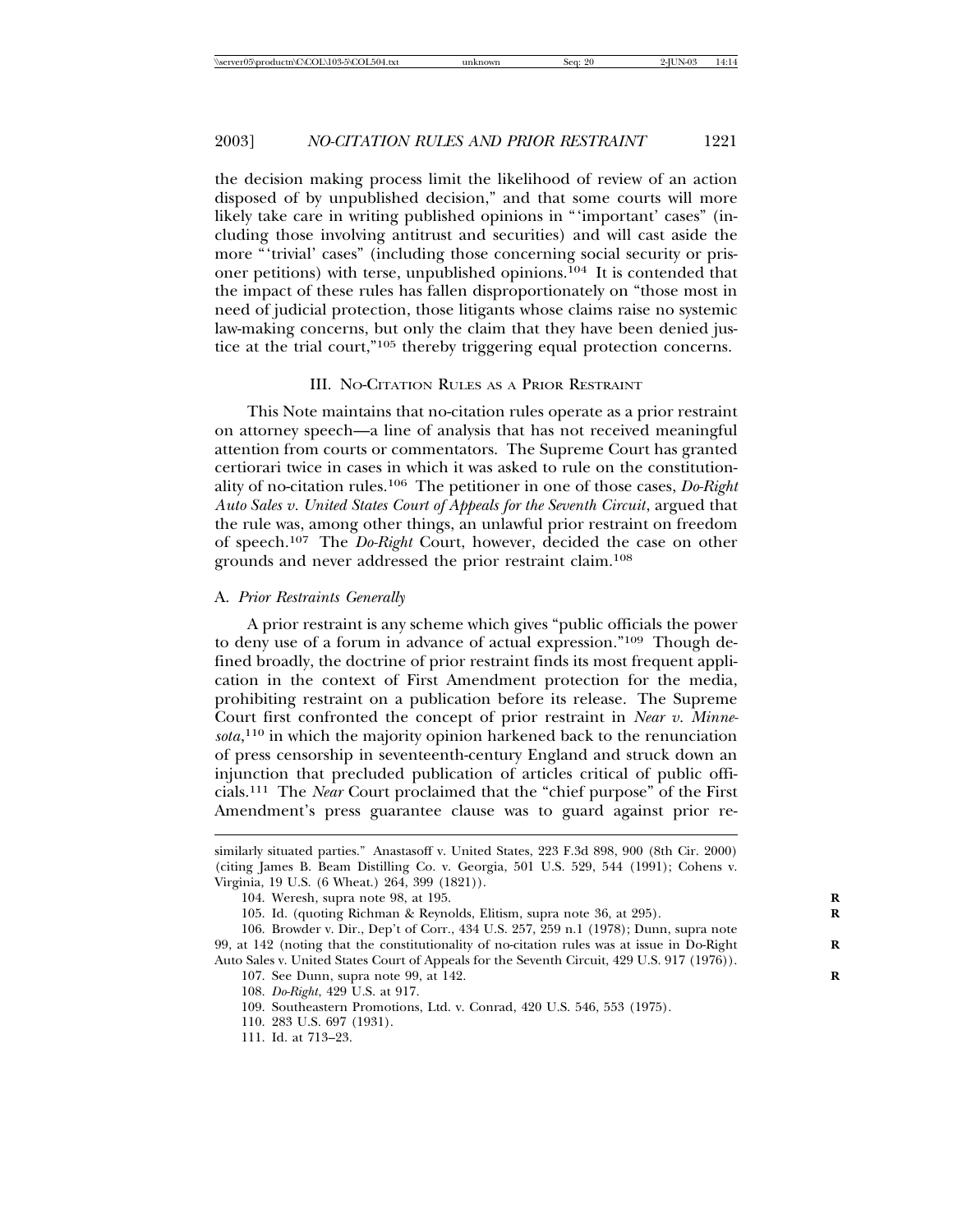the decision making process limit the likelihood of review of an action disposed of by unpublished decision," and that some courts will more likely take care in writing published opinions in "'important' cases" (including those involving antitrust and securities) and will cast aside the more "'trivial' cases" (including those concerning social security or prisoner petitions) with terse, unpublished opinions.[104] It is contended that the impact of these rules has fallen disproportionately on "those most in need of judicial protection, those litigants whose claims raise no systemic law-making concerns, but only the claim that they have been denied justice at the trial court,"[105] thereby triggering equal protection concerns.

## III. No-Citation Rules as a Prior Restraint

This Note maintains that no-citation rules operate as a prior restraint on attorney speech—a line of analysis that has not received meaningful attention from courts or commentators. The Supreme Court has granted certiorari twice in cases in which it was asked to rule on the constitutionality of no-citation rules.[106] The petitioner in one of those cases, *Do-Right Auto Sales v. United States Court of Appeals for the Seventh Circuit*, argued that the rule was, among other things, an unlawful prior restraint on freedom of speech.[107] The *Do-Right* Court, however, decided the case on other grounds and never addressed the prior restraint claim.[108]

### A. *Prior Restraints Generally*

A prior restraint is any scheme which gives "public officials the power to deny use of a forum in advance of actual expression."[109] Though defined broadly, the doctrine of prior restraint finds its most frequent application in the context of First Amendment protection for the media, prohibiting restraint on a publication before its release. The Supreme Court first confronted the concept of prior restraint in *Near v. Minnesota*,[110] in which the majority opinion harkened back to the renunciation of press censorship in seventeenth-century England and struck down an injunction that precluded publication of articles critical of public officials.[111] The *Near* Court proclaimed that the "chief purpose" of the First Amendment's press guarantee clause was to guard against prior re-

---

similarly situated parties." Anastasoff v. United States, 223 F.3d 898, 900 (8th Cir. 2000) (citing James B. Beam Distilling Co. v. Georgia, 501 U.S. 529, 544 (1991); Cohens v. Virginia, 19 U.S. (6 Wheat.) 264, 399 (1821)).

104. Weresh, supra note 98, at 195.

105. Id. (quoting Richman & Reynolds, Elitism, supra note 36, at 295).

106. Browder v. Dir., Dep't of Corr., 434 U.S. 257, 259 n.1 (1978); Dunn, supra note 99, at 142 (noting that the constitutionality of no-citation rules was at issue in Do-Right Auto Sales v. United States Court of Appeals for the Seventh Circuit, 429 U.S. 917 (1976)).

107. See Dunn, supra note 99, at 142.

108. *Do-Right*, 429 U.S. at 917.

109. Southeastern Promotions, Ltd. v. Conrad, 420 U.S. 546, 553 (1975).

110. 283 U.S. 697 (1931).

111. Id. at 713–23.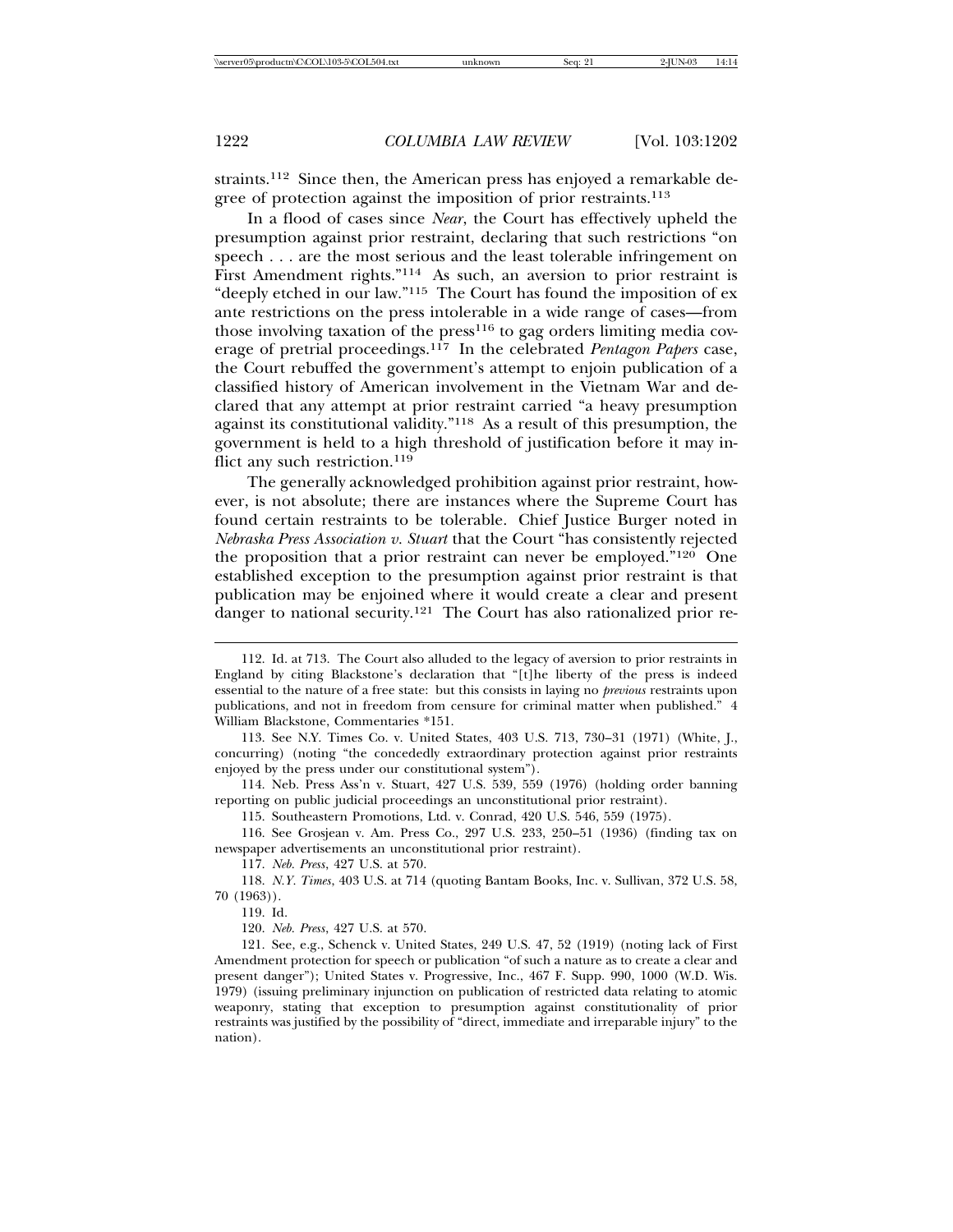straints.[112] Since then, the American press has enjoyed a remarkable degree of protection against the imposition of prior restraints.[113]

In a flood of cases since *Near*, the Court has effectively upheld the presumption against prior restraint, declaring that such restrictions "on speech . . . are the most serious and the least tolerable infringement on First Amendment rights."[114] As such, an aversion to prior restraint is "deeply etched in our law."[115] The Court has found the imposition of ex ante restrictions on the press intolerable in a wide range of cases—from those involving taxation of the press[116] to gag orders limiting media coverage of pretrial proceedings.[117] In the celebrated *Pentagon Papers* case, the Court rebuffed the government's attempt to enjoin publication of a classified history of American involvement in the Vietnam War and declared that any attempt at prior restraint carried "a heavy presumption against its constitutional validity."[118] As a result of this presumption, the government is held to a high threshold of justification before it may inflict any such restriction.[119]

The generally acknowledged prohibition against prior restraint, however, is not absolute; there are instances where the Supreme Court has found certain restraints to be tolerable. Chief Justice Burger noted in *Nebraska Press Association v. Stuart* that the Court "has consistently rejected the proposition that a prior restraint can never be employed."[120] One established exception to the presumption against prior restraint is that publication may be enjoined where it would create a clear and present danger to national security.[121] The Court has also rationalized prior re-

---

112. Id. at 713. The Court also alluded to the legacy of aversion to prior restraints in England by citing Blackstone's declaration that "[t]he liberty of the press is indeed essential to the nature of a free state: but this consists in laying no *previous* restraints upon publications, and not in freedom from censure for criminal matter when published." 4 William Blackstone, Commentaries *151.

113. See N.Y. Times Co. v. United States, 403 U.S. 713, 730–31 (1971) (White, J., concurring) (noting "the concededly extraordinary protection against prior restraints enjoyed by the press under our constitutional system").

114. Neb. Press Ass'n v. Stuart, 427 U.S. 539, 559 (1976) (holding order banning reporting on public judicial proceedings an unconstitutional prior restraint).

115. Southeastern Promotions, Ltd. v. Conrad, 420 U.S. 546, 559 (1975).

116. See Grosjean v. Am. Press Co., 297 U.S. 233, 250–51 (1936) (finding tax on newspaper advertisements an unconstitutional prior restraint).

117. *Neb. Press*, 427 U.S. at 570.

118. *N.Y. Times*, 403 U.S. at 714 (quoting Bantam Books, Inc. v. Sullivan, 372 U.S. 58, 70 (1963)).

119. Id.

120. *Neb. Press*, 427 U.S. at 570.

121. See, e.g., Schenck v. United States, 249 U.S. 47, 52 (1919) (noting lack of First Amendment protection for speech or publication "of such a nature as to create a clear and present danger"); United States v. Progressive, Inc., 467 F. Supp. 990, 1000 (W.D. Wis. 1979) (issuing preliminary injunction on publication of restricted data relating to atomic weaponry, stating that exception to presumption against constitutionality of prior restraints was justified by the possibility of "direct, immediate and irreparable injury" to the nation).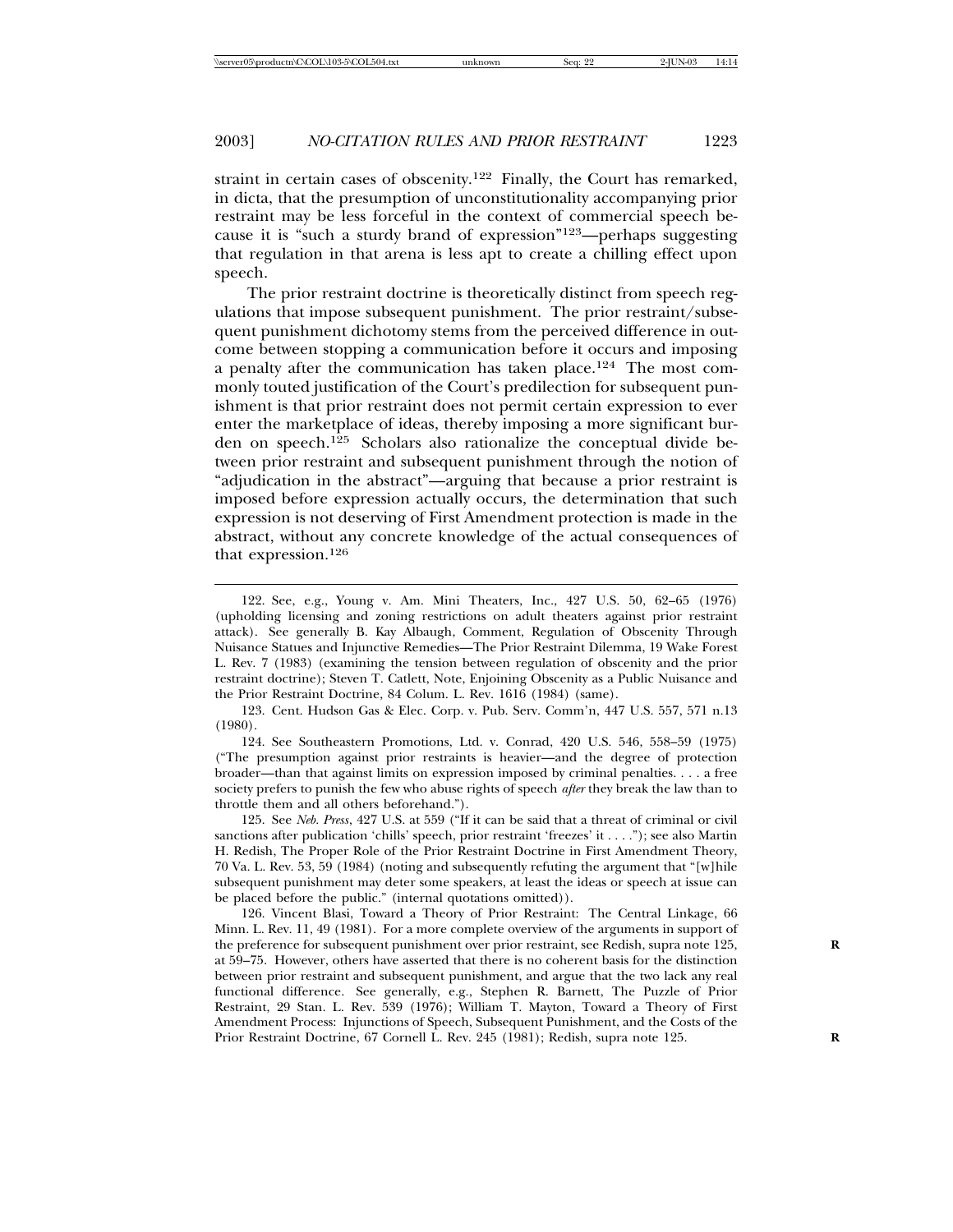straint in certain cases of obscenity.[122] Finally, the Court has remarked, in dicta, that the presumption of unconstitutionality accompanying prior restraint may be less forceful in the context of commercial speech because it is "such a sturdy brand of expression"[123]—perhaps suggesting that regulation in that arena is less apt to create a chilling effect upon speech.

The prior restraint doctrine is theoretically distinct from speech regulations that impose subsequent punishment. The prior restraint/subsequent punishment dichotomy stems from the perceived difference in outcome between stopping a communication before it occurs and imposing a penalty after the communication has taken place.[124] The most commonly touted justification of the Court's predilection for subsequent punishment is that prior restraint does not permit certain expression to ever enter the marketplace of ideas, thereby imposing a more significant burden on speech.[125] Scholars also rationalize the conceptual divide between prior restraint and subsequent punishment through the notion of "adjudication in the abstract"—arguing that because a prior restraint is imposed before expression actually occurs, the determination that such expression is not deserving of First Amendment protection is made in the abstract, without any concrete knowledge of the actual consequences of that expression.[126]

---

122. See, e.g., Young v. Am. Mini Theaters, Inc., 427 U.S. 50, 62–65 (1976) (upholding licensing and zoning restrictions on adult theaters against prior restraint attack). See generally B. Kay Albaugh, Comment, Regulation of Obscenity Through Nuisance Statues and Injunctive Remedies—The Prior Restraint Dilemma, 19 Wake Forest L. Rev. 7 (1983) (examining the tension between regulation of obscenity and the prior restraint doctrine); Steven T. Catlett, Note, Enjoining Obscenity as a Public Nuisance and the Prior Restraint Doctrine, 84 Colum. L. Rev. 1616 (1984) (same).

123. Cent. Hudson Gas & Elec. Corp. v. Pub. Serv. Comm'n, 447 U.S. 557, 571 n.13 (1980).

124. See Southeastern Promotions, Ltd. v. Conrad, 420 U.S. 546, 558–59 (1975) ("The presumption against prior restraints is heavier—and the degree of protection broader—than that against limits on expression imposed by criminal penalties. . . . a free society prefers to punish the few who abuse rights of speech *after* they break the law than to throttle them and all others beforehand.").

125. See *Neb. Press*, 427 U.S. at 559 ("If it can be said that a threat of criminal or civil sanctions after publication 'chills' speech, prior restraint 'freezes' it . . . ."); see also Martin H. Redish, The Proper Role of the Prior Restraint Doctrine in First Amendment Theory, 70 Va. L. Rev. 53, 59 (1984) (noting and subsequently refuting the argument that "[w]hile subsequent punishment may deter some speakers, at least the ideas or speech at issue can be placed before the public." (internal quotations omitted)).

126. Vincent Blasi, Toward a Theory of Prior Restraint: The Central Linkage, 66 Minn. L. Rev. 11, 49 (1981). For a more complete overview of the arguments in support of the preference for subsequent punishment over prior restraint, see Redish, supra note 125, at 59–75. However, others have asserted that there is no coherent basis for the distinction between prior restraint and subsequent punishment, and argue that the two lack any real functional difference. See generally, e.g., Stephen R. Barnett, The Puzzle of Prior Restraint, 29 Stan. L. Rev. 539 (1976); William T. Mayton, Toward a Theory of First Amendment Process: Injunctions of Speech, Subsequent Punishment, and the Costs of the Prior Restraint Doctrine, 67 Cornell L. Rev. 245 (1981); Redish, supra note 125.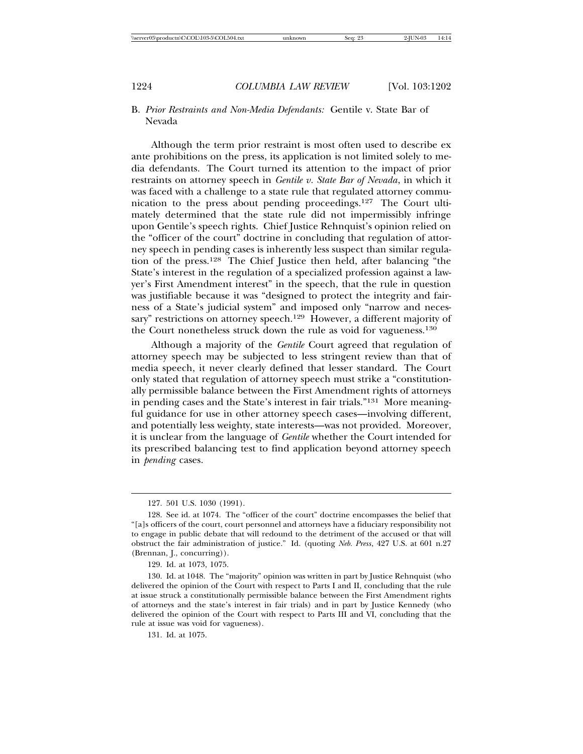### B. *Prior Restraints and Non-Media Defendants:* Gentile v. State Bar of Nevada

Although the term prior restraint is most often used to describe ex ante prohibitions on the press, its application is not limited solely to media defendants. The Court turned its attention to the impact of prior restraints on attorney speech in *Gentile v. State Bar of Nevada*, in which it was faced with a challenge to a state rule that regulated attorney communication to the press about pending proceedings.[127] The Court ultimately determined that the state rule did not impermissibly infringe upon Gentile's speech rights. Chief Justice Rehnquist's opinion relied on the "officer of the court" doctrine in concluding that regulation of attorney speech in pending cases is inherently less suspect than similar regulation of the press.[128] The Chief Justice then held, after balancing "the State's interest in the regulation of a specialized profession against a lawyer's First Amendment interest" in the speech, that the rule in question was justifiable because it was "designed to protect the integrity and fairness of a State's judicial system" and imposed only "narrow and necessary" restrictions on attorney speech.[129] However, a different majority of the Court nonetheless struck down the rule as void for vagueness.[130]

Although a majority of the *Gentile* Court agreed that regulation of attorney speech may be subjected to less stringent review than that of media speech, it never clearly defined that lesser standard. The Court only stated that regulation of attorney speech must strike a "constitutionally permissible balance between the First Amendment rights of attorneys in pending cases and the State's interest in fair trials."[131] More meaningful guidance for use in other attorney speech cases—involving different, and potentially less weighty, state interests—was not provided. Moreover, it is unclear from the language of *Gentile* whether the Court intended for its prescribed balancing test to find application beyond attorney speech in *pending* cases.

---

127. 501 U.S. 1030 (1991).

128. See id. at 1074. The "officer of the court" doctrine encompasses the belief that "[a]s officers of the court, court personnel and attorneys have a fiduciary responsibility not to engage in public debate that will redound to the detriment of the accused or that will obstruct the fair administration of justice." Id. (quoting *Neb. Press*, 427 U.S. at 601 n.27 (Brennan, J., concurring)).

129. Id. at 1073, 1075.

130. Id. at 1048. The "majority" opinion was written in part by Justice Rehnquist (who delivered the opinion of the Court with respect to Parts I and II, concluding that the rule at issue struck a constitutionally permissible balance between the First Amendment rights of attorneys and the state's interest in fair trials) and in part by Justice Kennedy (who delivered the opinion of the Court with respect to Parts III and VI, concluding that the rule at issue was void for vagueness).

131. Id. at 1075.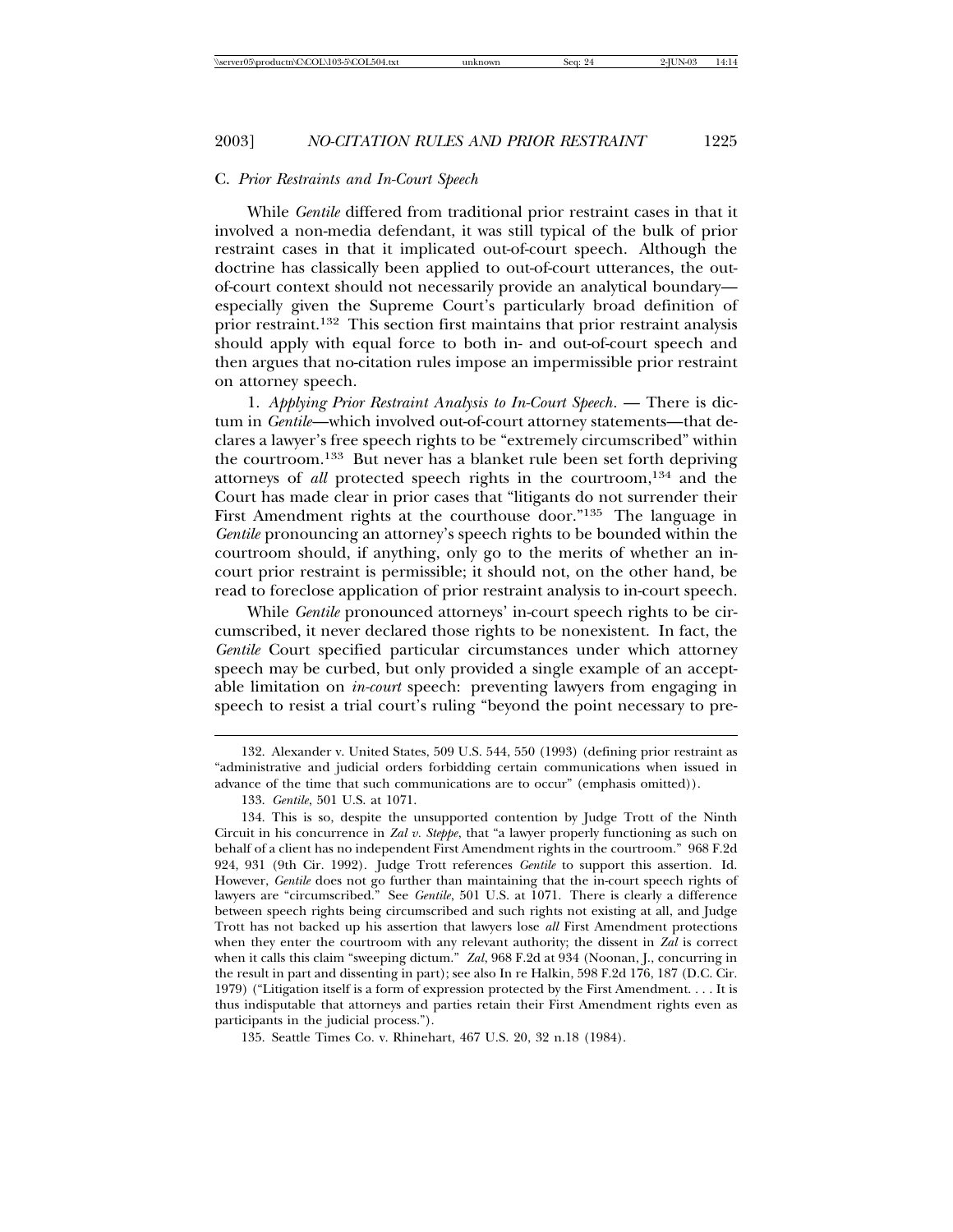### C. *Prior Restraints and In-Court Speech*

While *Gentile* differed from traditional prior restraint cases in that it involved a non-media defendant, it was still typical of the bulk of prior restraint cases in that it implicated out-of-court speech. Although the doctrine has classically been applied to out-of-court utterances, the out-of-court context should not necessarily provide an analytical boundary—especially given the Supreme Court's particularly broad definition of prior restraint.[132] This section first maintains that prior restraint analysis should apply with equal force to both in- and out-of-court speech and then argues that no-citation rules impose an impermissible prior restraint on attorney speech.

1. *Applying Prior Restraint Analysis to In-Court Speech*. — There is dictum in *Gentile*—which involved out-of-court attorney statements—that declares a lawyer's free speech rights to be "extremely circumscribed" within the courtroom.[133] But never has a blanket rule been set forth depriving attorneys of *all* protected speech rights in the courtroom,[134] and the Court has made clear in prior cases that "litigants do not surrender their First Amendment rights at the courthouse door."[135] The language in *Gentile* pronouncing an attorney's speech rights to be bounded within the courtroom should, if anything, only go to the merits of whether an in-court prior restraint is permissible; it should not, on the other hand, be read to foreclose application of prior restraint analysis to in-court speech.

While *Gentile* pronounced attorneys' in-court speech rights to be circumscribed, it never declared those rights to be nonexistent. In fact, the *Gentile* Court specified particular circumstances under which attorney speech may be curbed, but only provided a single example of an acceptable limitation on *in-court* speech: preventing lawyers from engaging in speech to resist a trial court's ruling "beyond the point necessary to pre-

---

132. Alexander v. United States, 509 U.S. 544, 550 (1993) (defining prior restraint as "administrative and judicial orders forbidding certain communications when issued in advance of the time that such communications are to occur" (emphasis omitted)).

133. *Gentile*, 501 U.S. at 1071.

134. This is so, despite the unsupported contention by Judge Trott of the Ninth Circuit in his concurrence in *Zal v. Steppe*, that "a lawyer properly functioning as such on behalf of a client has no independent First Amendment rights in the courtroom." 968 F.2d 924, 931 (9th Cir. 1992). Judge Trott references *Gentile* to support this assertion. Id. However, *Gentile* does not go further than maintaining that the in-court speech rights of lawyers are "circumscribed." See *Gentile*, 501 U.S. at 1071. There is clearly a difference between speech rights being circumscribed and such rights not existing at all, and Judge Trott has not backed up his assertion that lawyers lose *all* First Amendment protections when they enter the courtroom with any relevant authority; the dissent in *Zal* is correct when it calls this claim "sweeping dictum." *Zal*, 968 F.2d at 934 (Noonan, J., concurring in the result in part and dissenting in part); see also In re Halkin, 598 F.2d 176, 187 (D.C. Cir. 1979) ("Litigation itself is a form of expression protected by the First Amendment. . . . It is thus indisputable that attorneys and parties retain their First Amendment rights even as participants in the judicial process.").

135. Seattle Times Co. v. Rhinehart, 467 U.S. 20, 32 n.18 (1984).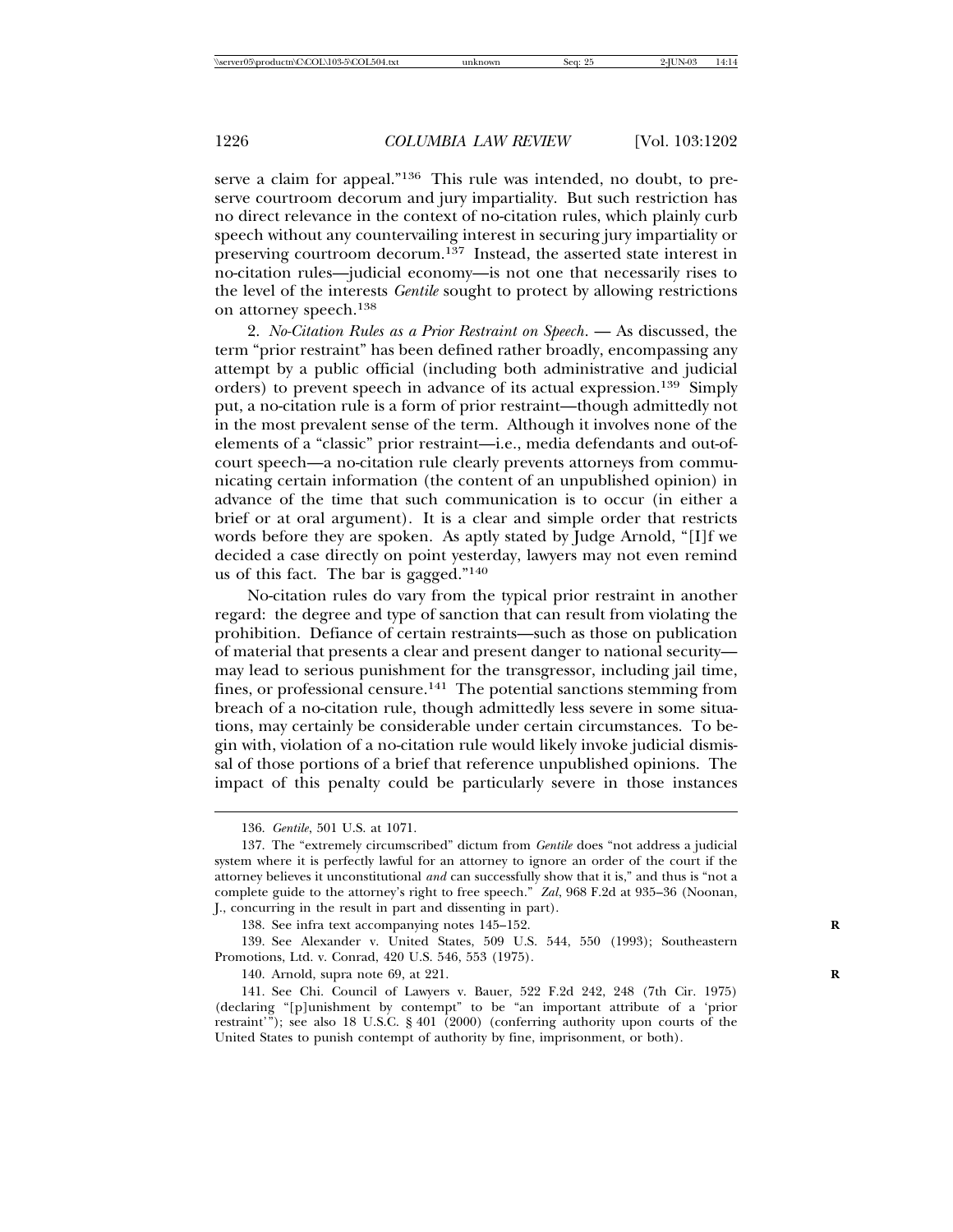serve a claim for appeal."[136] This rule was intended, no doubt, to preserve courtroom decorum and jury impartiality. But such restriction has no direct relevance in the context of no-citation rules, which plainly curb speech without any countervailing interest in securing jury impartiality or preserving courtroom decorum.[137] Instead, the asserted state interest in no-citation rules—judicial economy—is not one that necessarily rises to the level of the interests *Gentile* sought to protect by allowing restrictions on attorney speech.[138]

2. *No-Citation Rules as a Prior Restraint on Speech.* — As discussed, the term "prior restraint" has been defined rather broadly, encompassing any attempt by a public official (including both administrative and judicial orders) to prevent speech in advance of its actual expression.[139] Simply put, a no-citation rule is a form of prior restraint—though admittedly not in the most prevalent sense of the term. Although it involves none of the elements of a "classic" prior restraint—i.e., media defendants and out-of-court speech—a no-citation rule clearly prevents attorneys from communicating certain information (the content of an unpublished opinion) in advance of the time that such communication is to occur (in either a brief or at oral argument). It is a clear and simple order that restricts words before they are spoken. As aptly stated by Judge Arnold, "[I]f we decided a case directly on point yesterday, lawyers may not even remind us of this fact. The bar is gagged."[140]

No-citation rules do vary from the typical prior restraint in another regard: the degree and type of sanction that can result from violating the prohibition. Defiance of certain restraints—such as those on publication of material that presents a clear and present danger to national security—may lead to serious punishment for the transgressor, including jail time, fines, or professional censure.[141] The potential sanctions stemming from breach of a no-citation rule, though admittedly less severe in some situations, may certainly be considerable under certain circumstances. To begin with, violation of a no-citation rule would likely invoke judicial dismissal of those portions of a brief that reference unpublished opinions. The impact of this penalty could be particularly severe in those instances

---

136. *Gentile*, 501 U.S. at 1071.

137. The "extremely circumscribed" dictum from *Gentile* does "not address a judicial system where it is perfectly lawful for an attorney to ignore an order of the court if the attorney believes it unconstitutional *and* can successfully show that it is," and thus is "not a complete guide to the attorney's right to free speech." *Zal*, 968 F.2d at 935–36 (Noonan, J., concurring in the result in part and dissenting in part).

138. See infra text accompanying notes 145–152.

139. See Alexander v. United States, 509 U.S. 544, 550 (1993); Southeastern Promotions, Ltd. v. Conrad, 420 U.S. 546, 553 (1975).

140. Arnold, supra note 69, at 221.

141. See Chi. Council of Lawyers v. Bauer, 522 F.2d 242, 248 (7th Cir. 1975) (declaring "[p]unishment by contempt" to be "an important attribute of a 'prior restraint'"); see also 18 U.S.C. § 401 (2000) (conferring authority upon courts of the United States to punish contempt of authority by fine, imprisonment, or both).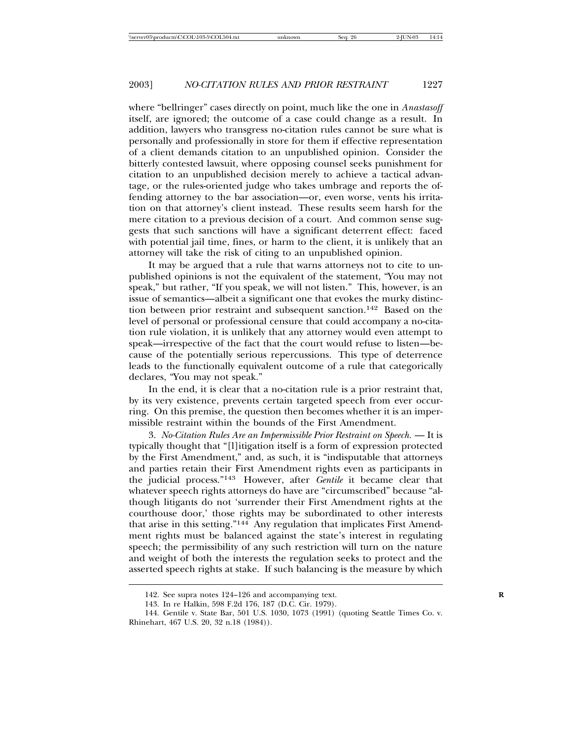where "bellringer" cases directly on point, much like the one in *Anastasoff* itself, are ignored; the outcome of a case could change as a result. In addition, lawyers who transgress no-citation rules cannot be sure what is personally and professionally in store for them if effective representation of a client demands citation to an unpublished opinion. Consider the bitterly contested lawsuit, where opposing counsel seeks punishment for citation to an unpublished decision merely to achieve a tactical advantage, or the rules-oriented judge who takes umbrage and reports the offending attorney to the bar association—or, even worse, vents his irritation on that attorney's client instead. These results seem harsh for the mere citation to a previous decision of a court. And common sense suggests that such sanctions will have a significant deterrent effect: faced with potential jail time, fines, or harm to the client, it is unlikely that an attorney will take the risk of citing to an unpublished opinion.

It may be argued that a rule that warns attorneys not to cite to unpublished opinions is not the equivalent of the statement, "You may not speak," but rather, "If you speak, we will not listen." This, however, is an issue of semantics—albeit a significant one that evokes the murky distinction between prior restraint and subsequent sanction.[142] Based on the level of personal or professional censure that could accompany a no-citation rule violation, it is unlikely that any attorney would even attempt to speak—irrespective of the fact that the court would refuse to listen—because of the potentially serious repercussions. This type of deterrence leads to the functionally equivalent outcome of a rule that categorically declares, "You may not speak."

In the end, it is clear that a no-citation rule is a prior restraint that, by its very existence, prevents certain targeted speech from ever occurring. On this premise, the question then becomes whether it is an impermissible restraint within the bounds of the First Amendment.

3. *No-Citation Rules Are an Impermissible Prior Restraint on Speech.* — It is typically thought that "[l]itigation itself is a form of expression protected by the First Amendment," and, as such, it is "indisputable that attorneys and parties retain their First Amendment rights even as participants in the judicial process."[143] However, after *Gentile* it became clear that whatever speech rights attorneys do have are "circumscribed" because "although litigants do not 'surrender their First Amendment rights at the courthouse door,' those rights may be subordinated to other interests that arise in this setting."[144] Any regulation that implicates First Amendment rights must be balanced against the state's interest in regulating speech; the permissibility of any such restriction will turn on the nature and weight of both the interests the regulation seeks to protect and the asserted speech rights at stake. If such balancing is the measure by which

142. See supra notes 124–126 and accompanying text.

143. In re Halkin, 598 F.2d 176, 187 (D.C. Cir. 1979).

144. Gentile v. State Bar, 501 U.S. 1030, 1073 (1991) (quoting Seattle Times Co. v. Rhinehart, 467 U.S. 20, 32 n.18 (1984)).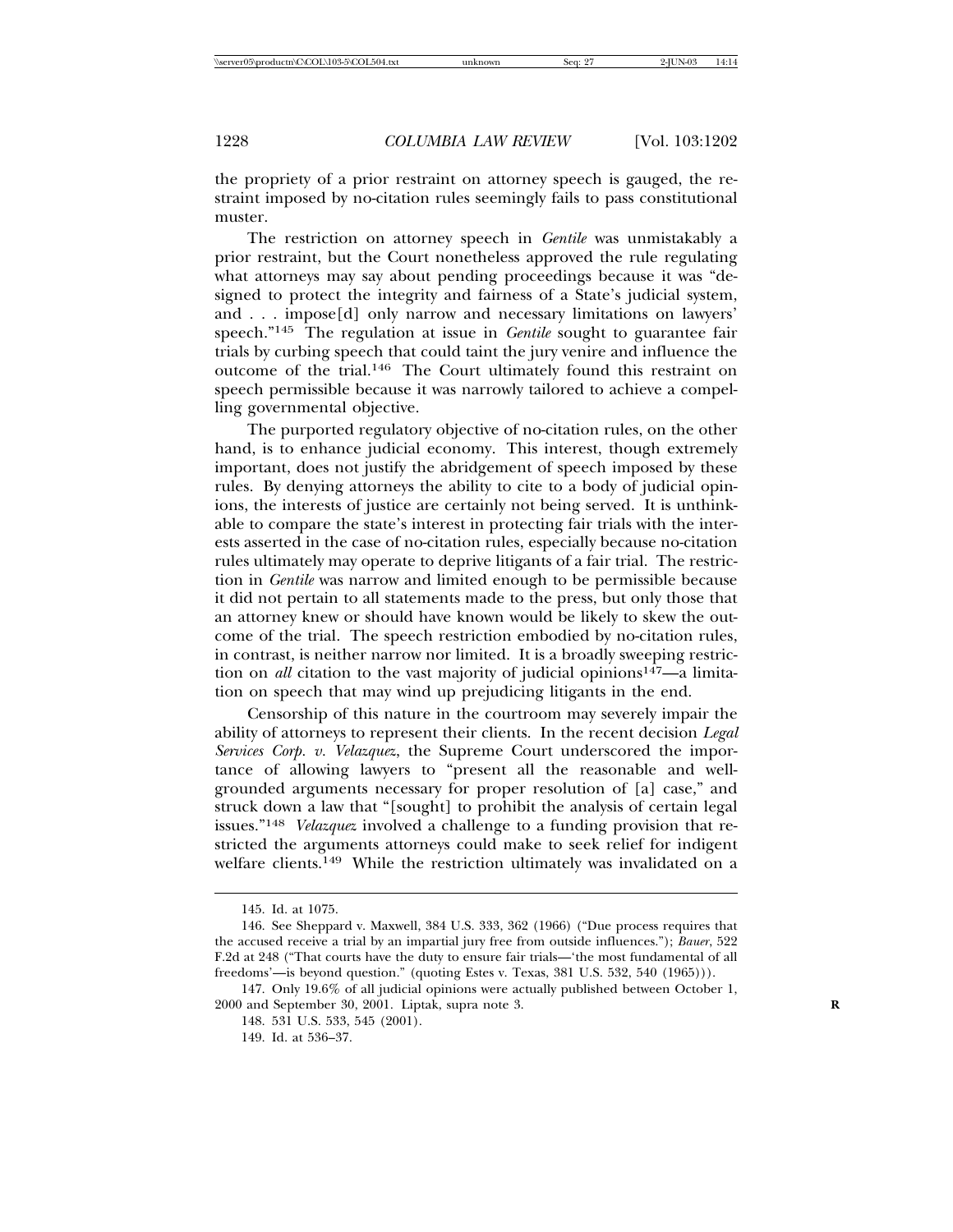the propriety of a prior restraint on attorney speech is gauged, the restraint imposed by no-citation rules seemingly fails to pass constitutional muster.

The restriction on attorney speech in *Gentile* was unmistakably a prior restraint, but the Court nonetheless approved the rule regulating what attorneys may say about pending proceedings because it was "designed to protect the integrity and fairness of a State's judicial system, and . . . impose[d] only narrow and necessary limitations on lawyers' speech."[145] The regulation at issue in *Gentile* sought to guarantee fair trials by curbing speech that could taint the jury venire and influence the outcome of the trial.[146] The Court ultimately found this restraint on speech permissible because it was narrowly tailored to achieve a compelling governmental objective.

The purported regulatory objective of no-citation rules, on the other hand, is to enhance judicial economy. This interest, though extremely important, does not justify the abridgement of speech imposed by these rules. By denying attorneys the ability to cite to a body of judicial opinions, the interests of justice are certainly not being served. It is unthinkable to compare the state's interest in protecting fair trials with the interests asserted in the case of no-citation rules, especially because no-citation rules ultimately may operate to deprive litigants of a fair trial. The restriction in *Gentile* was narrow and limited enough to be permissible because it did not pertain to all statements made to the press, but only those that an attorney knew or should have known would be likely to skew the outcome of the trial. The speech restriction embodied by no-citation rules, in contrast, is neither narrow nor limited. It is a broadly sweeping restriction on *all* citation to the vast majority of judicial opinions[147]—a limitation on speech that may wind up prejudicing litigants in the end.

Censorship of this nature in the courtroom may severely impair the ability of attorneys to represent their clients. In the recent decision *Legal Services Corp. v. Velazquez*, the Supreme Court underscored the importance of allowing lawyers to "present all the reasonable and well-grounded arguments necessary for proper resolution of [a] case," and struck down a law that "[sought] to prohibit the analysis of certain legal issues."[148] *Velazquez* involved a challenge to a funding provision that restricted the arguments attorneys could make to seek relief for indigent welfare clients.[149] While the restriction ultimately was invalidated on a

---

145. Id. at 1075.

146. See Sheppard v. Maxwell, 384 U.S. 333, 362 (1966) ("Due process requires that the accused receive a trial by an impartial jury free from outside influences."); *Bauer*, 522 F.2d at 248 ("That courts have the duty to ensure fair trials—'the most fundamental of all freedoms'—is beyond question." (quoting Estes v. Texas, 381 U.S. 532, 540 (1965))).

147. Only 19.6% of all judicial opinions were actually published between October 1, 2000 and September 30, 2001. Liptak, supra note 3.

148. 531 U.S. 533, 545 (2001).

149. Id. at 536–37.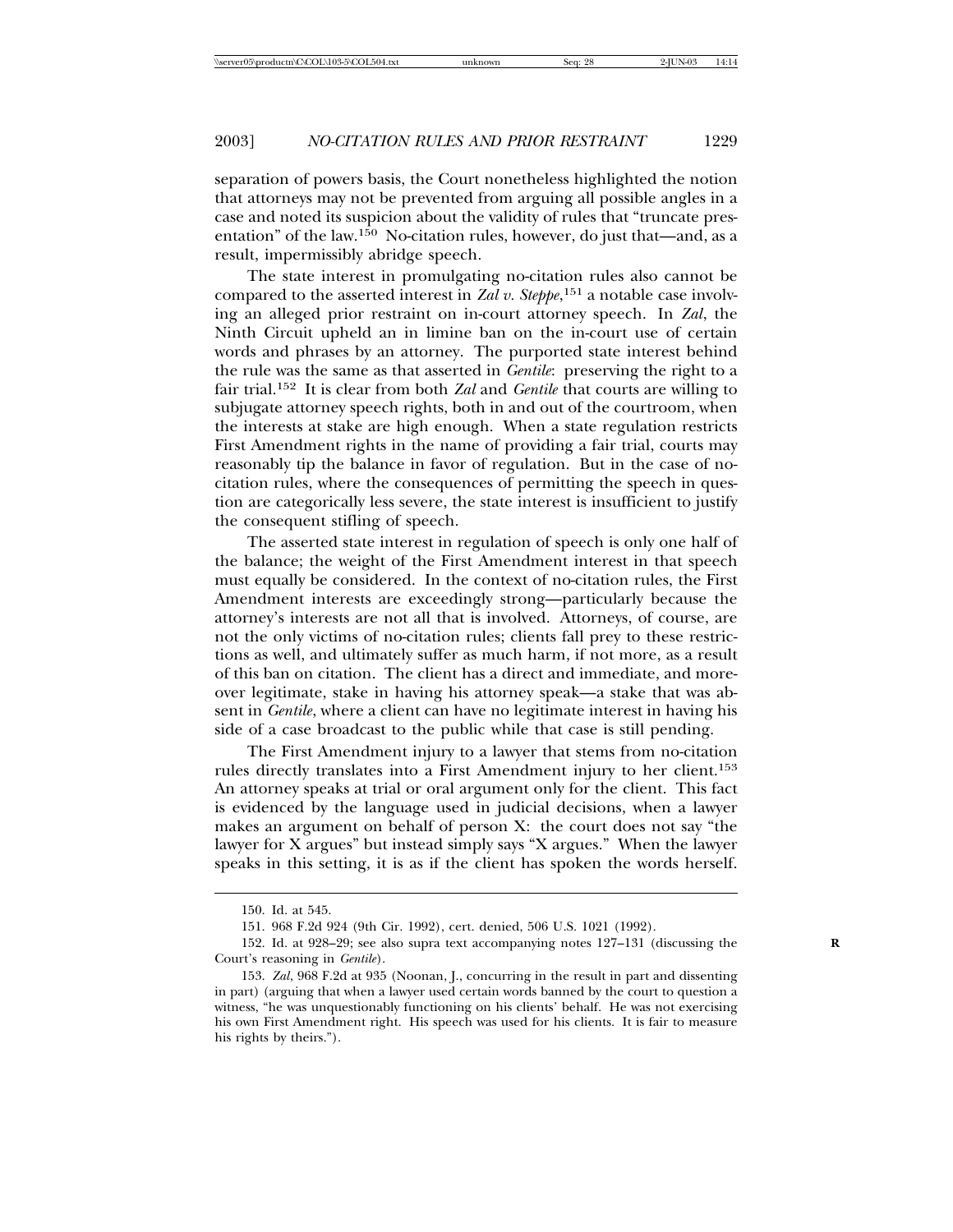separation of powers basis, the Court nonetheless highlighted the notion that attorneys may not be prevented from arguing all possible angles in a case and noted its suspicion about the validity of rules that "truncate presentation" of the law.[150] No-citation rules, however, do just that—and, as a result, impermissibly abridge speech.

The state interest in promulgating no-citation rules also cannot be compared to the asserted interest in *Zal v. Steppe*,[151] a notable case involving an alleged prior restraint on in-court attorney speech. In *Zal*, the Ninth Circuit upheld an in limine ban on the in-court use of certain words and phrases by an attorney. The purported state interest behind the rule was the same as that asserted in *Gentile*: preserving the right to a fair trial.[152] It is clear from both *Zal* and *Gentile* that courts are willing to subjugate attorney speech rights, both in and out of the courtroom, when the interests at stake are high enough. When a state regulation restricts First Amendment rights in the name of providing a fair trial, courts may reasonably tip the balance in favor of regulation. But in the case of no-citation rules, where the consequences of permitting the speech in question are categorically less severe, the state interest is insufficient to justify the consequent stifling of speech.

The asserted state interest in regulation of speech is only one half of the balance; the weight of the First Amendment interest in that speech must equally be considered. In the context of no-citation rules, the First Amendment interests are exceedingly strong—particularly because the attorney's interests are not all that is involved. Attorneys, of course, are not the only victims of no-citation rules; clients fall prey to these restrictions as well, and ultimately suffer as much harm, if not more, as a result of this ban on citation. The client has a direct and immediate, and moreover legitimate, stake in having his attorney speak—a stake that was absent in *Gentile*, where a client can have no legitimate interest in having his side of a case broadcast to the public while that case is still pending.

The First Amendment injury to a lawyer that stems from no-citation rules directly translates into a First Amendment injury to her client.[153] An attorney speaks at trial or oral argument only for the client. This fact is evidenced by the language used in judicial decisions, when a lawyer makes an argument on behalf of person X: the court does not say "the lawyer for X argues" but instead simply says "X argues." When the lawyer speaks in this setting, it is as if the client has spoken the words herself.

---

150. Id. at 545.

151. 968 F.2d 924 (9th Cir. 1992), cert. denied, 506 U.S. 1021 (1992).

152. Id. at 928–29; see also supra text accompanying notes 127–131 (discussing the Court's reasoning in *Gentile*).

153. *Zal*, 968 F.2d at 935 (Noonan, J., concurring in the result in part and dissenting in part) (arguing that when a lawyer used certain words banned by the court to question a witness, "he was unquestionably functioning on his clients' behalf. He was not exercising his own First Amendment right. His speech was used for his clients. It is fair to measure his rights by theirs.").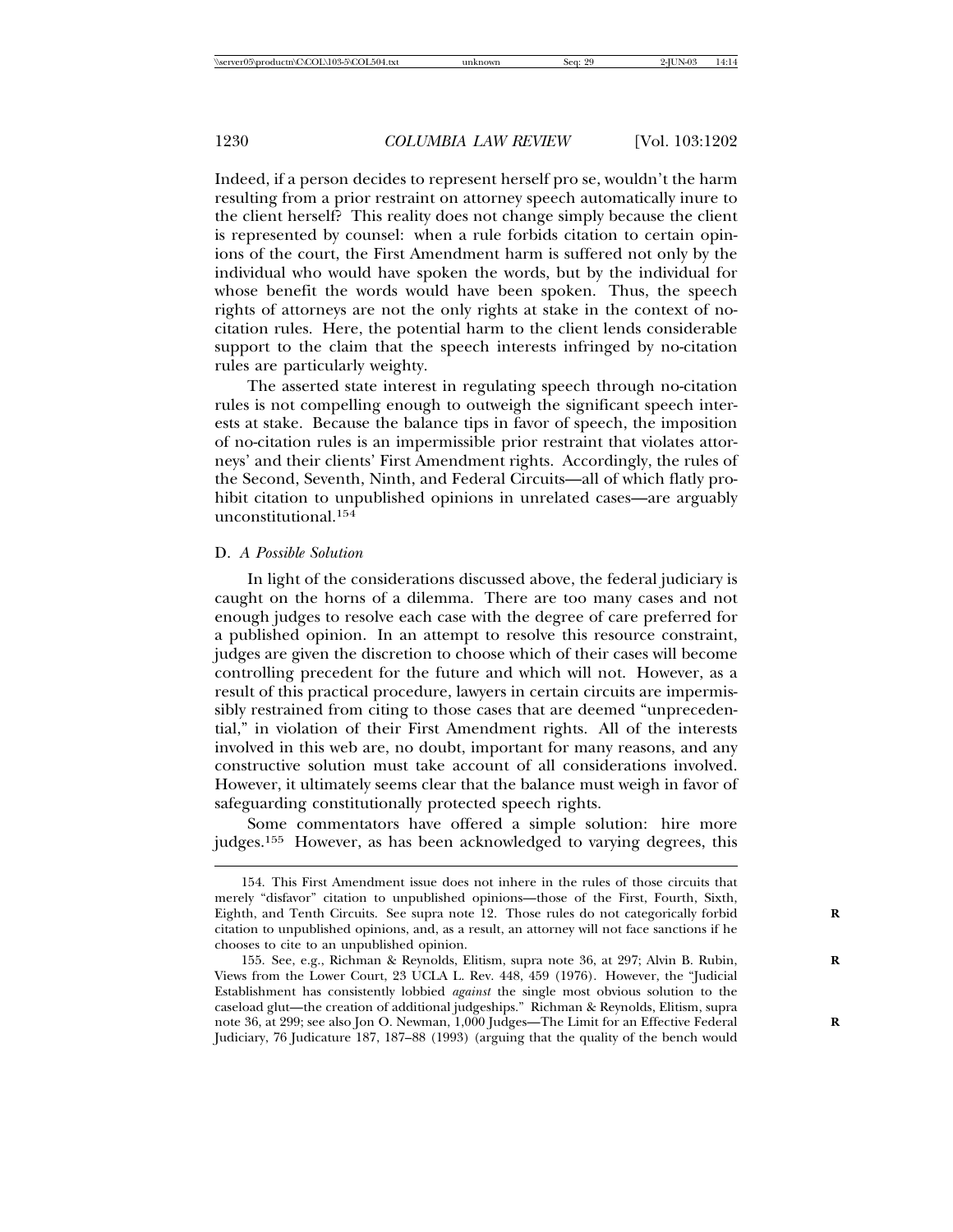Indeed, if a person decides to represent herself pro se, wouldn't the harm resulting from a prior restraint on attorney speech automatically inure to the client herself? This reality does not change simply because the client is represented by counsel: when a rule forbids citation to certain opinions of the court, the First Amendment harm is suffered not only by the individual who would have spoken the words, but by the individual for whose benefit the words would have been spoken. Thus, the speech rights of attorneys are not the only rights at stake in the context of no-citation rules. Here, the potential harm to the client lends considerable support to the claim that the speech interests infringed by no-citation rules are particularly weighty.

The asserted state interest in regulating speech through no-citation rules is not compelling enough to outweigh the significant speech interests at stake. Because the balance tips in favor of speech, the imposition of no-citation rules is an impermissible prior restraint that violates attorneys' and their clients' First Amendment rights. Accordingly, the rules of the Second, Seventh, Ninth, and Federal Circuits—all of which flatly prohibit citation to unpublished opinions in unrelated cases—are arguably unconstitutional.[154]

### D. *A Possible Solution*

In light of the considerations discussed above, the federal judiciary is caught on the horns of a dilemma. There are too many cases and not enough judges to resolve each case with the degree of care preferred for a published opinion. In an attempt to resolve this resource constraint, judges are given the discretion to choose which of their cases will become controlling precedent for the future and which will not. However, as a result of this practical procedure, lawyers in certain circuits are impermissibly restrained from citing to those cases that are deemed "unprecedential," in violation of their First Amendment rights. All of the interests involved in this web are, no doubt, important for many reasons, and any constructive solution must take account of all considerations involved. However, it ultimately seems clear that the balance must weigh in favor of safeguarding constitutionally protected speech rights.

Some commentators have offered a simple solution: hire more judges.[155] However, as has been acknowledged to varying degrees, this

---

154. This First Amendment issue does not inhere in the rules of those circuits that merely "disfavor" citation to unpublished opinions—those of the First, Fourth, Sixth, Eighth, and Tenth Circuits. See supra note 12. Those rules do not categorically forbid citation to unpublished opinions, and, as a result, an attorney will not face sanctions if he chooses to cite to an unpublished opinion.

155. See, e.g., Richman & Reynolds, Elitism, supra note 36, at 297; Alvin B. Rubin, Views from the Lower Court, 23 UCLA L. Rev. 448, 459 (1976). However, the "Judicial Establishment has consistently lobbied *against* the single most obvious solution to the caseload glut—the creation of additional judgeships." Richman & Reynolds, Elitism, supra note 36, at 299; see also Jon O. Newman, 1,000 Judges—The Limit for an Effective Federal Judiciary, 76 Judicature 187, 187–88 (1993) (arguing that the quality of the bench would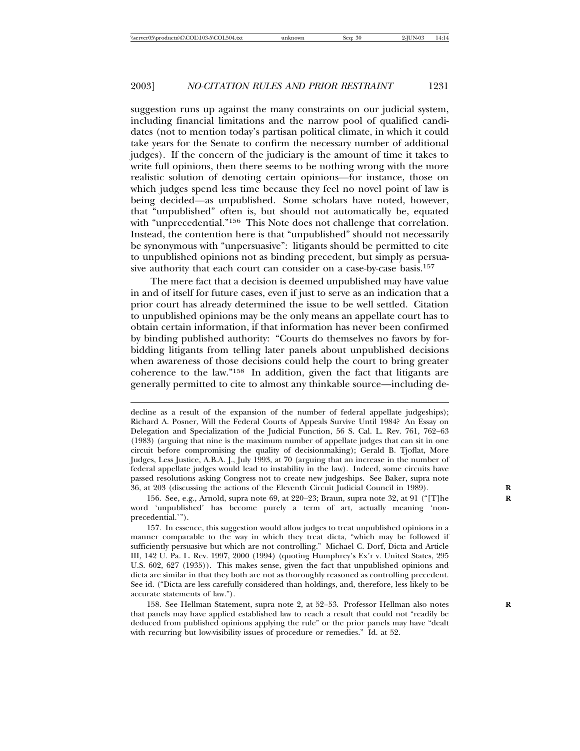suggestion runs up against the many constraints on our judicial system, including financial limitations and the narrow pool of qualified candidates (not to mention today's partisan political climate, in which it could take years for the Senate to confirm the necessary number of additional judges). If the concern of the judiciary is the amount of time it takes to write full opinions, then there seems to be nothing wrong with the more realistic solution of denoting certain opinions—for instance, those on which judges spend less time because they feel no novel point of law is being decided—as unpublished. Some scholars have noted, however, that "unpublished" often is, but should not automatically be, equated with "unprecedential."[156] This Note does not challenge that correlation. Instead, the contention here is that "unpublished" should not necessarily be synonymous with "unpersuasive": litigants should be permitted to cite to unpublished opinions not as binding precedent, but simply as persuasive authority that each court can consider on a case-by-case basis.[157]

The mere fact that a decision is deemed unpublished may have value in and of itself for future cases, even if just to serve as an indication that a prior court has already determined the issue to be well settled. Citation to unpublished opinions may be the only means an appellate court has to obtain certain information, if that information has never been confirmed by binding published authority: "Courts do themselves no favors by forbidding litigants from telling later panels about unpublished decisions when awareness of those decisions could help the court to bring greater coherence to the law."[158] In addition, given the fact that litigants are generally permitted to cite to almost any thinkable source—including de-

---

decline as a result of the expansion of the number of federal appellate judgeships); Richard A. Posner, Will the Federal Courts of Appeals Survive Until 1984? An Essay on Delegation and Specialization of the Judicial Function, 56 S. Cal. L. Rev. 761, 762–63 (1983) (arguing that nine is the maximum number of appellate judges that can sit in one circuit before compromising the quality of decisionmaking); Gerald B. Tjoflat, More Judges, Less Justice, A.B.A. J., July 1993, at 70 (arguing that an increase in the number of federal appellate judges would lead to instability in the law). Indeed, some circuits have passed resolutions asking Congress not to create new judgeships. See Baker, supra note 36, at 203 (discussing the actions of the Eleventh Circuit Judicial Council in 1989).

156. See, e.g., Arnold, supra note 69, at 220–23; Braun, supra note 32, at 91 ("[T]he word 'unpublished' has become purely a term of art, actually meaning 'non-precedential.'").

157. In essence, this suggestion would allow judges to treat unpublished opinions in a manner comparable to the way in which they treat dicta, "which may be followed if sufficiently persuasive but which are not controlling." Michael C. Dorf, Dicta and Article III, 142 U. Pa. L. Rev. 1997, 2000 (1994) (quoting Humphrey's Ex'r v. United States, 295 U.S. 602, 627 (1935)). This makes sense, given the fact that unpublished opinions and dicta are similar in that they both are not as thoroughly reasoned as controlling precedent. See id. ("Dicta are less carefully considered than holdings, and, therefore, less likely to be accurate statements of law.").

158. See Hellman Statement, supra note 2, at 52–53. Professor Hellman also notes that panels may have applied established law to reach a result that could not "readily be deduced from published opinions applying the rule" or the prior panels may have "dealt with recurring but low-visibility issues of procedure or remedies." Id. at 52.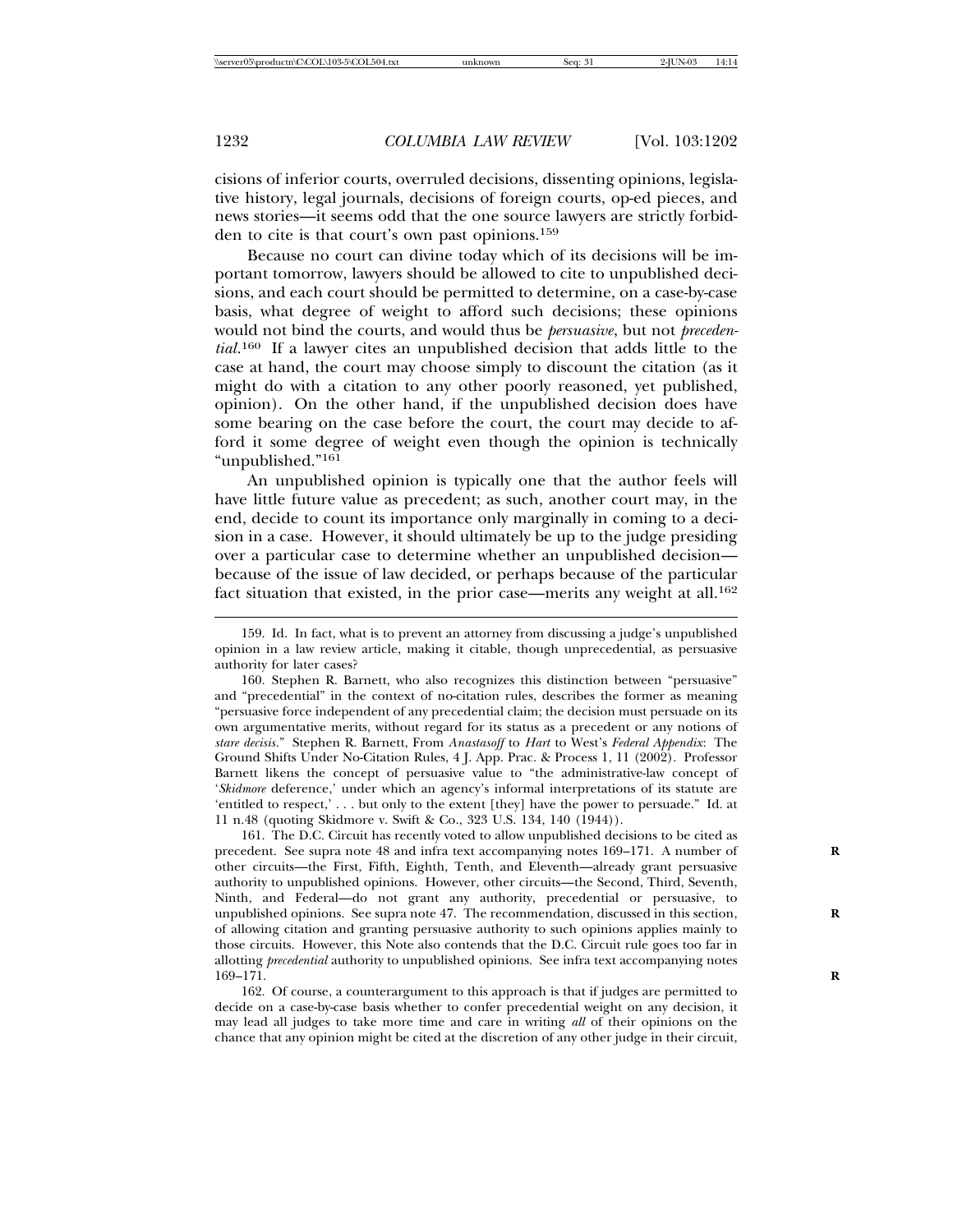cisions of inferior courts, overruled decisions, dissenting opinions, legislative history, legal journals, decisions of foreign courts, op-ed pieces, and news stories—it seems odd that the one source lawyers are strictly forbidden to cite is that court's own past opinions.[159]

Because no court can divine today which of its decisions will be important tomorrow, lawyers should be allowed to cite to unpublished decisions, and each court should be permitted to determine, on a case-by-case basis, what degree of weight to afford such decisions; these opinions would not bind the courts, and would thus be *persuasive*, but not *precedential*.[160] If a lawyer cites an unpublished decision that adds little to the case at hand, the court may choose simply to discount the citation (as it might do with a citation to any other poorly reasoned, yet published, opinion). On the other hand, if the unpublished decision does have some bearing on the case before the court, the court may decide to afford it some degree of weight even though the opinion is technically "unpublished."[161]

An unpublished opinion is typically one that the author feels will have little future value as precedent; as such, another court may, in the end, decide to count its importance only marginally in coming to a decision in a case. However, it should ultimately be up to the judge presiding over a particular case to determine whether an unpublished decision—because of the issue of law decided, or perhaps because of the particular fact situation that existed, in the prior case—merits any weight at all.[162]

---

159. Id. In fact, what is to prevent an attorney from discussing a judge's unpublished opinion in a law review article, making it citable, though unprecedential, as persuasive authority for later cases?

160. Stephen R. Barnett, who also recognizes this distinction between "persuasive" and "precedential" in the context of no-citation rules, describes the former as meaning "persuasive force independent of any precedential claim; the decision must persuade on its own argumentative merits, without regard for its status as a precedent or any notions of *stare decisis*." Stephen R. Barnett, From *Anastasoff* to *Hart* to West's *Federal Appendix*: The Ground Shifts Under No-Citation Rules, 4 J. App. Prac. & Process 1, 11 (2002). Professor Barnett likens the concept of persuasive value to "the administrative-law concept of '*Skidmore* deference,' under which an agency's informal interpretations of its statute are 'entitled to respect,' . . . but only to the extent [they] have the power to persuade." Id. at 11 n.48 (quoting Skidmore v. Swift & Co., 323 U.S. 134, 140 (1944)).

161. The D.C. Circuit has recently voted to allow unpublished decisions to be cited as precedent. See supra note 48 and infra text accompanying notes 169–171. A number of other circuits—the First, Fifth, Eighth, Tenth, and Eleventh—already grant persuasive authority to unpublished opinions. However, other circuits—the Second, Third, Seventh, Ninth, and Federal—do not grant any authority, precedential or persuasive, to unpublished opinions. See supra note 47. The recommendation, discussed in this section, of allowing citation and granting persuasive authority to such opinions applies mainly to those circuits. However, this Note also contends that the D.C. Circuit rule goes too far in allotting *precedential* authority to unpublished opinions. See infra text accompanying notes 169–171.

162. Of course, a counterargument to this approach is that if judges are permitted to decide on a case-by-case basis whether to confer precedential weight on any decision, it may lead all judges to take more time and care in writing *all* of their opinions on the chance that any opinion might be cited at the discretion of any other judge in their circuit,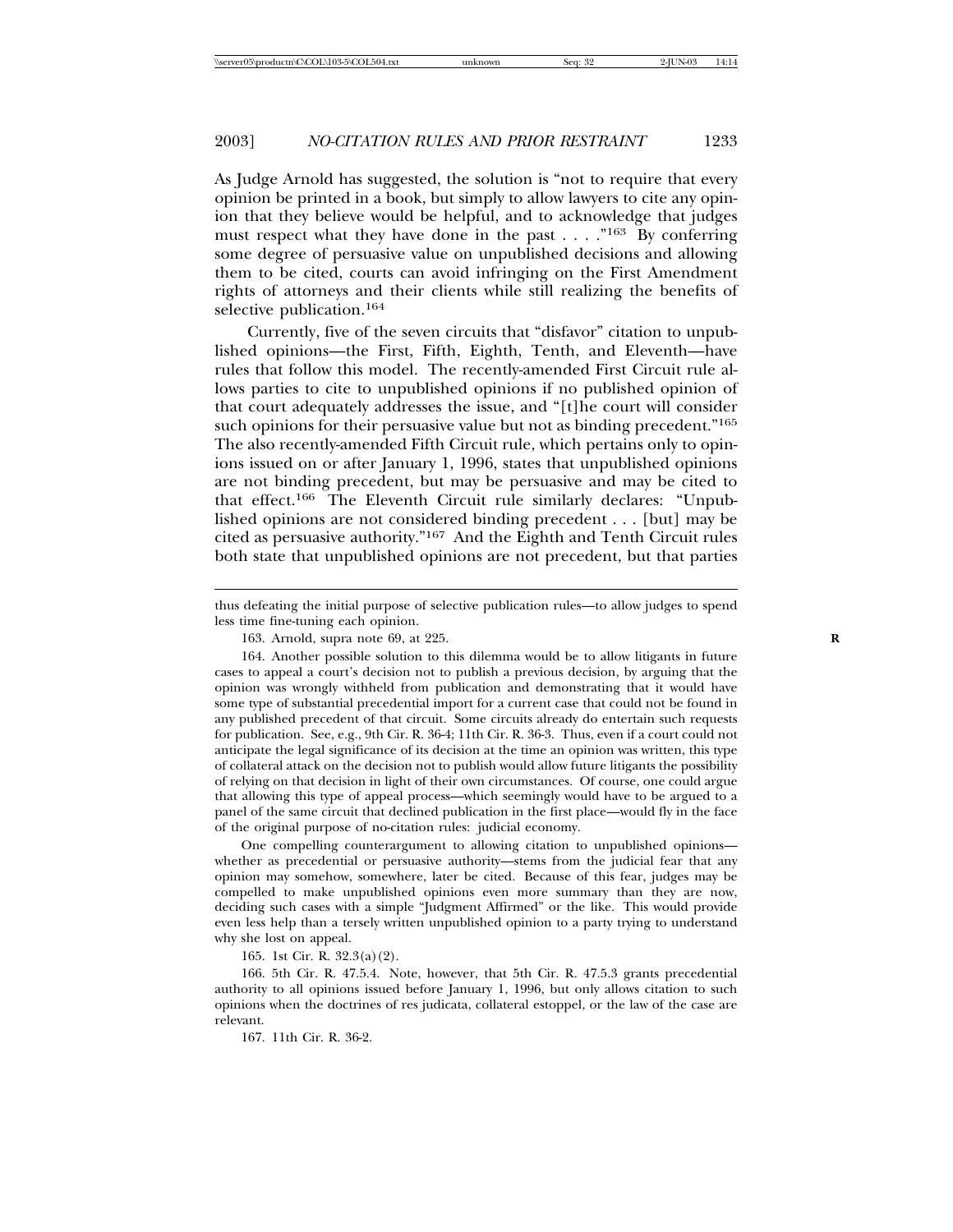As Judge Arnold has suggested, the solution is "not to require that every opinion be printed in a book, but simply to allow lawyers to cite any opinion that they believe would be helpful, and to acknowledge that judges must respect what they have done in the past . . . ."[163] By conferring some degree of persuasive value on unpublished decisions and allowing them to be cited, courts can avoid infringing on the First Amendment rights of attorneys and their clients while still realizing the benefits of selective publication.[164]

Currently, five of the seven circuits that "disfavor" citation to unpublished opinions—the First, Fifth, Eighth, Tenth, and Eleventh—have rules that follow this model. The recently-amended First Circuit rule allows parties to cite to unpublished opinions if no published opinion of that court adequately addresses the issue, and "[t]he court will consider such opinions for their persuasive value but not as binding precedent."[165] The also recently-amended Fifth Circuit rule, which pertains only to opinions issued on or after January 1, 1996, states that unpublished opinions are not binding precedent, but may be persuasive and may be cited to that effect.[166] The Eleventh Circuit rule similarly declares: "Unpublished opinions are not considered binding precedent . . . [but] may be cited as persuasive authority."[167] And the Eighth and Tenth Circuit rules both state that unpublished opinions are not precedent, but that parties

---

thus defeating the initial purpose of selective publication rules—to allow judges to spend less time fine-tuning each opinion.

163. Arnold, supra note 69, at 225.

164. Another possible solution to this dilemma would be to allow litigants in future cases to appeal a court's decision not to publish a previous decision, by arguing that the opinion was wrongly withheld from publication and demonstrating that it would have some type of substantial precedential import for a current case that could not be found in any published precedent of that circuit. Some circuits already do entertain such requests for publication. See, e.g., 9th Cir. R. 36-4; 11th Cir. R. 36-3. Thus, even if a court could not anticipate the legal significance of its decision at the time an opinion was written, this type of collateral attack on the decision not to publish would allow future litigants the possibility of relying on that decision in light of their own circumstances. Of course, one could argue that allowing this type of appeal process—which seemingly would have to be argued to a panel of the same circuit that declined publication in the first place—would fly in the face of the original purpose of no-citation rules: judicial economy.

One compelling counterargument to allowing citation to unpublished opinions—whether as precedential or persuasive authority—stems from the judicial fear that any opinion may somehow, somewhere, later be cited. Because of this fear, judges may be compelled to make unpublished opinions even more summary than they are now, deciding such cases with a simple "Judgment Affirmed" or the like. This would provide even less help than a tersely written unpublished opinion to a party trying to understand why she lost on appeal.

165. 1st Cir. R. 32.3(a)(2).

166. 5th Cir. R. 47.5.4. Note, however, that 5th Cir. R. 47.5.3 grants precedential authority to all opinions issued before January 1, 1996, but only allows citation to such opinions when the doctrines of res judicata, collateral estoppel, or the law of the case are relevant.

167. 11th Cir. R. 36-2.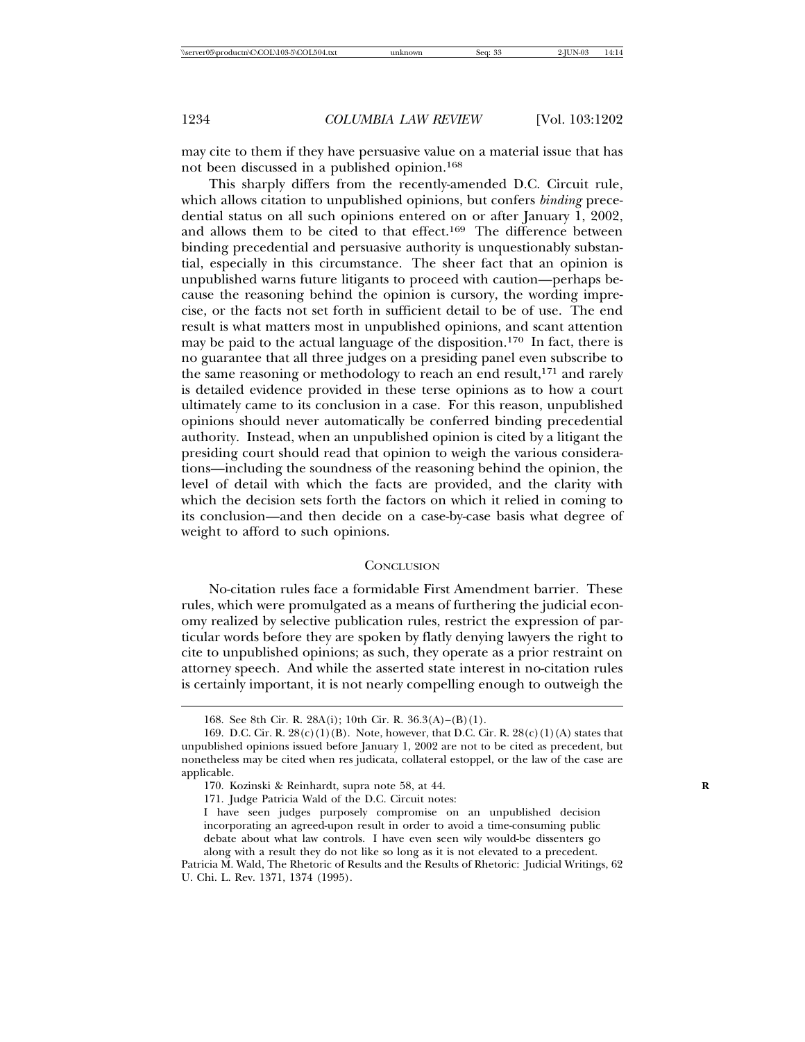may cite to them if they have persuasive value on a material issue that has not been discussed in a published opinion.[168]

This sharply differs from the recently-amended D.C. Circuit rule, which allows citation to unpublished opinions, but confers *binding* precedential status on all such opinions entered on or after January 1, 2002, and allows them to be cited to that effect.[169] The difference between binding precedential and persuasive authority is unquestionably substantial, especially in this circumstance. The sheer fact that an opinion is unpublished warns future litigants to proceed with caution—perhaps because the reasoning behind the opinion is cursory, the wording imprecise, or the facts not set forth in sufficient detail to be of use. The end result is what matters most in unpublished opinions, and scant attention may be paid to the actual language of the disposition.[170] In fact, there is no guarantee that all three judges on a presiding panel even subscribe to the same reasoning or methodology to reach an end result,[171] and rarely is detailed evidence provided in these terse opinions as to how a court ultimately came to its conclusion in a case. For this reason, unpublished opinions should never automatically be conferred binding precedential authority. Instead, when an unpublished opinion is cited by a litigant the presiding court should read that opinion to weigh the various considerations—including the soundness of the reasoning behind the opinion, the level of detail with which the facts are provided, and the clarity with which the decision sets forth the factors on which it relied in coming to its conclusion—and then decide on a case-by-case basis what degree of weight to afford to such opinions.

## Conclusion

No-citation rules face a formidable First Amendment barrier. These rules, which were promulgated as a means of furthering the judicial economy realized by selective publication rules, restrict the expression of particular words before they are spoken by flatly denying lawyers the right to cite to unpublished opinions; as such, they operate as a prior restraint on attorney speech. And while the asserted state interest in no-citation rules is certainly important, it is not nearly compelling enough to outweigh the

---

168. See 8th Cir. R. 28A(i); 10th Cir. R. 36.3(A)–(B)(1).

169. D.C. Cir. R. 28(c)(1)(B). Note, however, that D.C. Cir. R. 28(c)(1)(A) states that unpublished opinions issued before January 1, 2002 are not to be cited as precedent, but nonetheless may be cited when res judicata, collateral estoppel, or the law of the case are applicable.

170. Kozinski & Reinhardt, supra note 58, at 44.

171. Judge Patricia Wald of the D.C. Circuit notes:

> I have seen judges purposely compromise on an unpublished decision incorporating an agreed-upon result in order to avoid a time-consuming public debate about what law controls. I have even seen wily would-be dissenters go along with a result they do not like so long as it is not elevated to a precedent.

Patricia M. Wald, The Rhetoric of Results and the Results of Rhetoric: Judicial Writings, 62 U. Chi. L. Rev. 1371, 1374 (1995).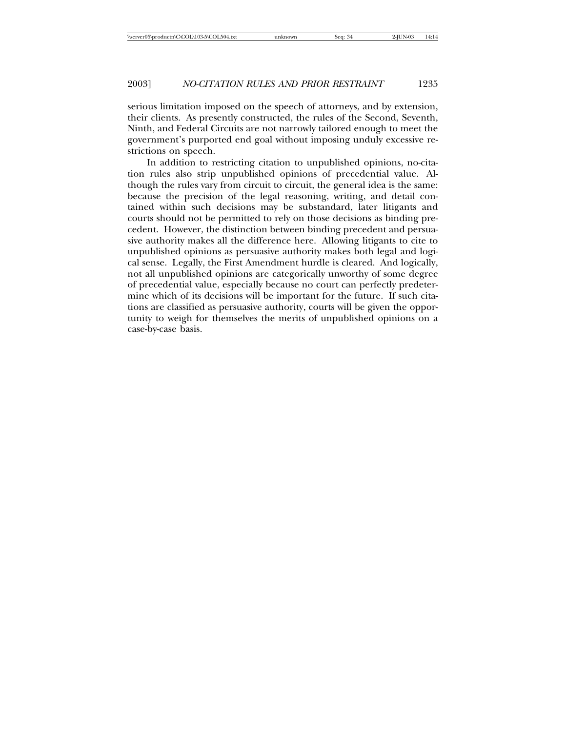serious limitation imposed on the speech of attorneys, and by extension, their clients. As presently constructed, the rules of the Second, Seventh, Ninth, and Federal Circuits are not narrowly tailored enough to meet the government's purported end goal without imposing unduly excessive restrictions on speech.

In addition to restricting citation to unpublished opinions, no-citation rules also strip unpublished opinions of precedential value. Although the rules vary from circuit to circuit, the general idea is the same: because the precision of the legal reasoning, writing, and detail contained within such decisions may be substandard, later litigants and courts should not be permitted to rely on those decisions as binding precedent. However, the distinction between binding precedent and persuasive authority makes all the difference here. Allowing litigants to cite to unpublished opinions as persuasive authority makes both legal and logical sense. Legally, the First Amendment hurdle is cleared. And logically, not all unpublished opinions are categorically unworthy of some degree of precedential value, especially because no court can perfectly predetermine which of its decisions will be important for the future. If such citations are classified as persuasive authority, courts will be given the opportunity to weigh for themselves the merits of unpublished opinions on a case-by-case basis.